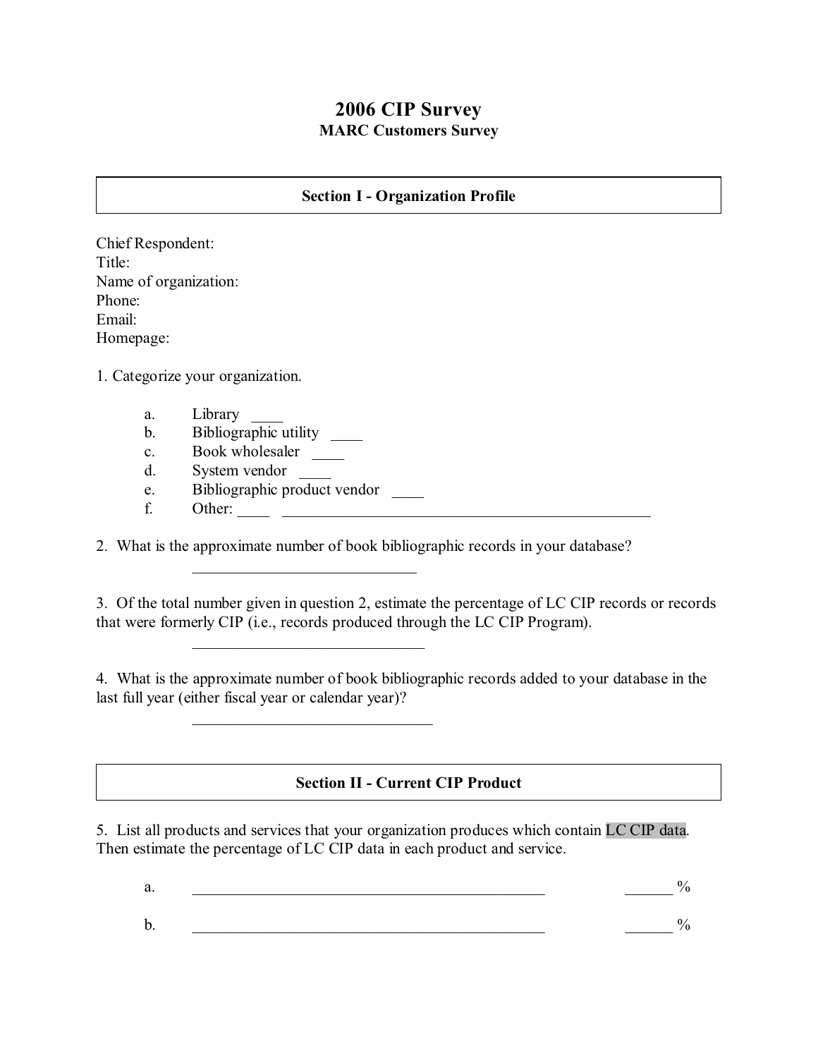# 2006 CIP Survey

## MARC Customers Survey

### Section I - Organization Profile

Chief Respondent:
Title:
Name of organization:
Phone:
Email:
Homepage:

1. Categorize your organization.

   a. Library ____
   b. Bibliographic utility ____
   c. Book wholesaler ____
   d. System vendor ____
   e. Bibliographic product vendor ____
   f. Other: ____ _______________________________________________

2. What is the approximate number of book bibliographic records in your database?

   ____________________________

3. Of the total number given in question 2, estimate the percentage of LC CIP records or records that were formerly CIP (i.e., records produced through the LC CIP Program).

   ____________________________

4. What is the approximate number of book bibliographic records added to your database in the last full year (either fiscal year or calendar year)?

   ____________________________

### Section II - Current CIP Product

5. List all products and services that your organization produces which contain LC CIP data. Then estimate the percentage of LC CIP data in each product and service.

   a. _____________________________________________ ______ %

   b. _____________________________________________ ______ %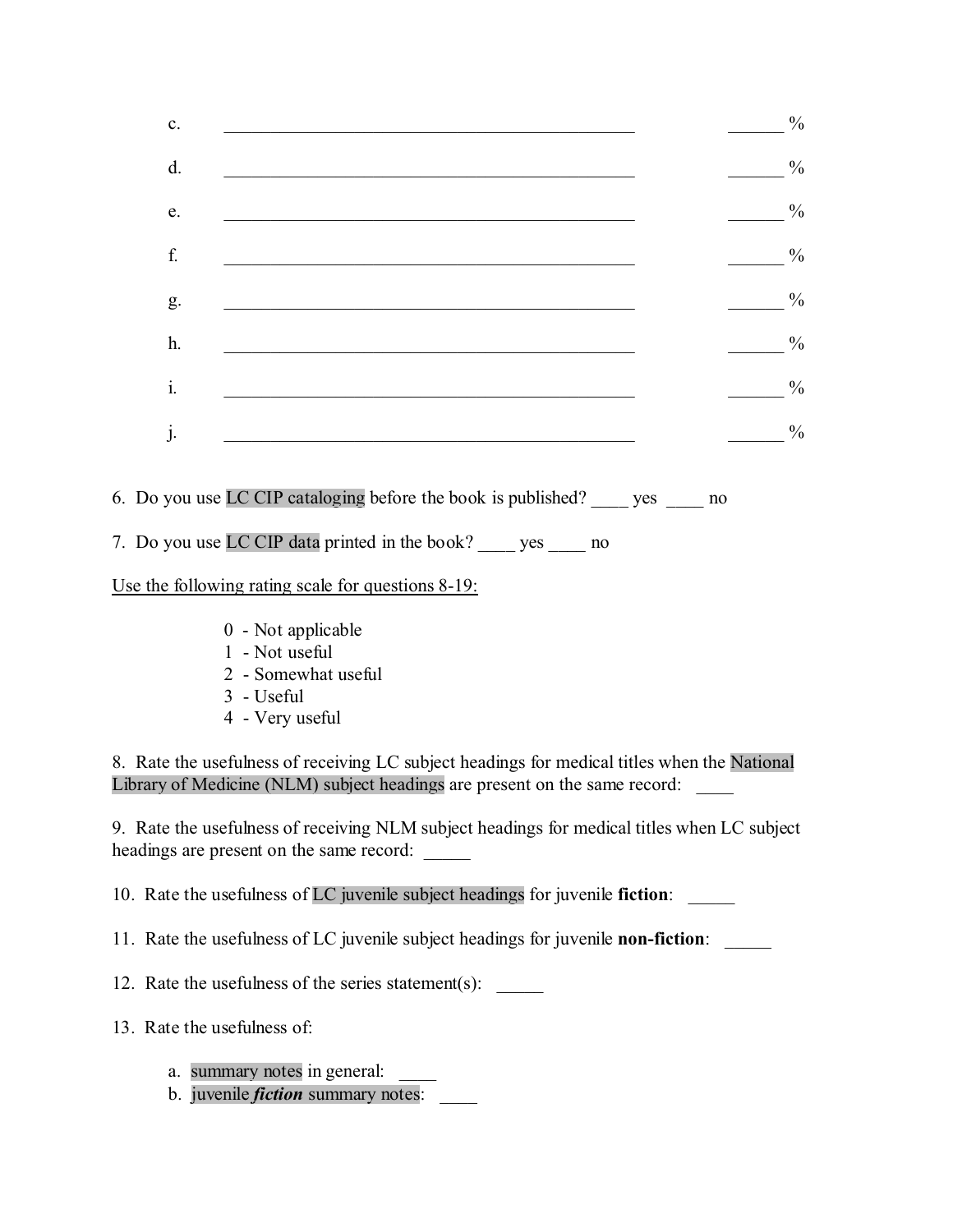c. ______________________________________________ ______ %

d. ______________________________________________ ______ %

e. ______________________________________________ ______ %

f. ______________________________________________ ______ %

g. ______________________________________________ ______ %

h. ______________________________________________ ______ %

i. ______________________________________________ ______ %

j. ______________________________________________ ______ %

6. Do you use LC CIP cataloging before the book is published? ____ yes ____ no

7. Do you use LC CIP data printed in the book? ____ yes ____ no

Use the following rating scale for questions 8-19:

0 - Not applicable
1 - Not useful
2 - Somewhat useful
3 - Useful
4 - Very useful

8. Rate the usefulness of receiving LC subject headings for medical titles when the National Library of Medicine (NLM) subject headings are present on the same record: ____

9. Rate the usefulness of receiving NLM subject headings for medical titles when LC subject headings are present on the same record: _____

10. Rate the usefulness of LC juvenile subject headings for juvenile **fiction**: _____

11. Rate the usefulness of LC juvenile subject headings for juvenile **non-fiction**: _____

12. Rate the usefulness of the series statement(s): _____

13. Rate the usefulness of:

a. summary notes in general: ____
b. juvenile ***fiction*** summary notes: ____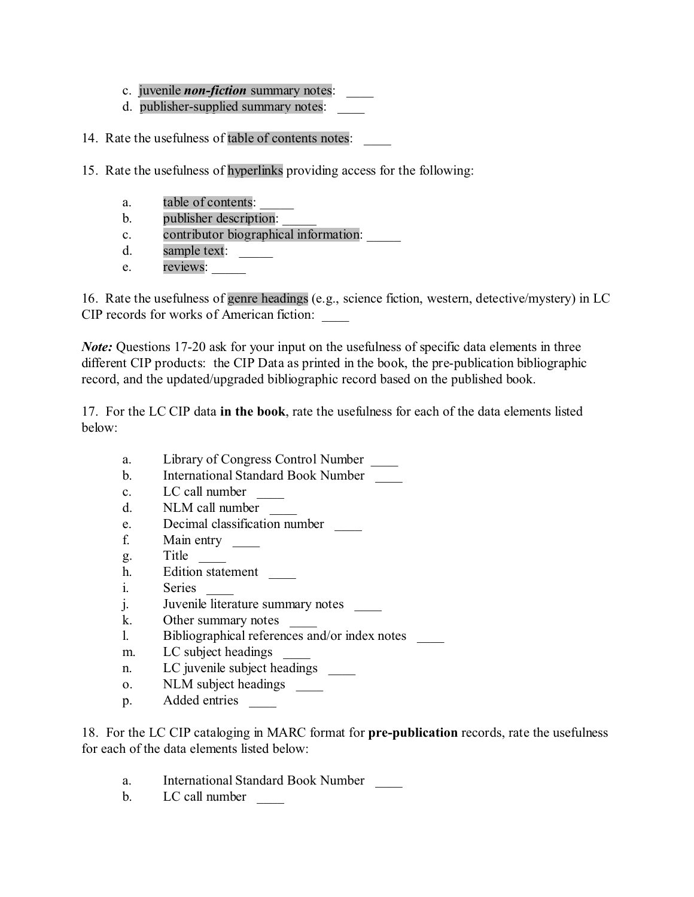c. juvenile ***non-fiction*** summary notes: ____
d. publisher-supplied summary notes: ____

14. Rate the usefulness of table of contents notes: ____

15. Rate the usefulness of hyperlinks providing access for the following:

   a. table of contents: _____
   b. publisher description: _____
   c. contributor biographical information: _____
   d. sample text: _____
   e. reviews: _____

16. Rate the usefulness of genre headings (e.g., science fiction, western, detective/mystery) in LC CIP records for works of American fiction: ____

***Note:*** Questions 17-20 ask for your input on the usefulness of specific data elements in three different CIP products: the CIP Data as printed in the book, the pre-publication bibliographic record, and the updated/upgraded bibliographic record based on the published book.

17. For the LC CIP data **in the book**, rate the usefulness for each of the data elements listed below:

   a. Library of Congress Control Number ____
   b. International Standard Book Number ____
   c. LC call number ____
   d. NLM call number ____
   e. Decimal classification number ____
   f. Main entry ____
   g. Title ____
   h. Edition statement ____
   i. Series ____
   j. Juvenile literature summary notes ____
   k. Other summary notes ____
   l. Bibliographical references and/or index notes ____
   m. LC subject headings ____
   n. LC juvenile subject headings ____
   o. NLM subject headings ____
   p. Added entries ____

18. For the LC CIP cataloging in MARC format for **pre-publication** records, rate the usefulness for each of the data elements listed below:

   a. International Standard Book Number ____
   b. LC call number ____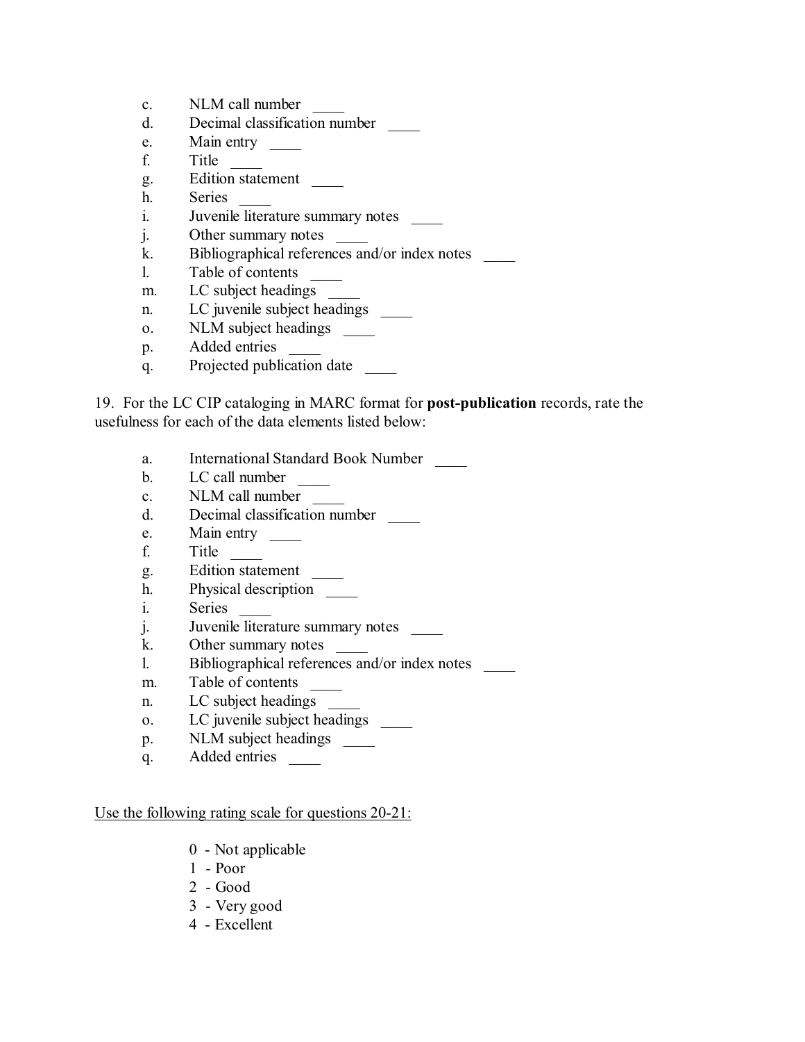c. NLM call number ____
d. Decimal classification number ____
e. Main entry ____
f. Title ____
g. Edition statement ____
h. Series ____
i. Juvenile literature summary notes ____
j. Other summary notes ____
k. Bibliographical references and/or index notes ____
l. Table of contents ____
m. LC subject headings ____
n. LC juvenile subject headings ____
o. NLM subject headings ____
p. Added entries ____
q. Projected publication date ____

19. For the LC CIP cataloging in MARC format for **post-publication** records, rate the usefulness for each of the data elements listed below:

a. International Standard Book Number ____
b. LC call number ____
c. NLM call number ____
d. Decimal classification number ____
e. Main entry ____
f. Title ____
g. Edition statement ____
h. Physical description ____
i. Series ____
j. Juvenile literature summary notes ____
k. Other summary notes ____
l. Bibliographical references and/or index notes ____
m. Table of contents ____
n. LC subject headings ____
o. LC juvenile subject headings ____
p. NLM subject headings ____
q. Added entries ____

<u>Use the following rating scale for questions 20-21:</u>

0 - Not applicable
1 - Poor
2 - Good
3 - Very good
4 - Excellent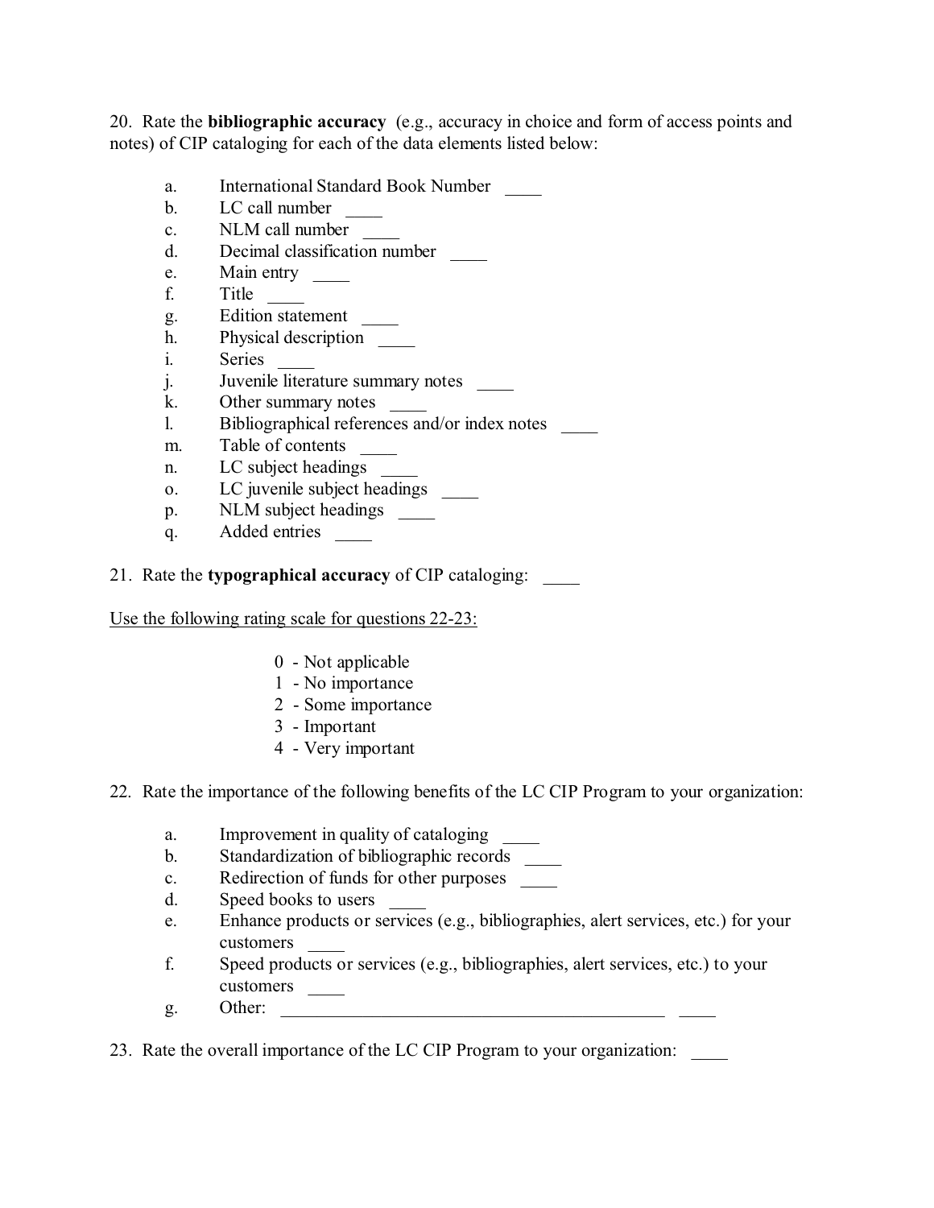20. Rate the **bibliographic accuracy** (e.g., accuracy in choice and form of access points and notes) of CIP cataloging for each of the data elements listed below:

a. International Standard Book Number ____
b. LC call number ____
c. NLM call number ____
d. Decimal classification number ____
e. Main entry ____
f. Title ____
g. Edition statement ____
h. Physical description ____
i. Series ____
j. Juvenile literature summary notes ____
k. Other summary notes ____
l. Bibliographical references and/or index notes ____
m. Table of contents ____
n. LC subject headings ____
o. LC juvenile subject headings ____
p. NLM subject headings ____
q. Added entries ____

21. Rate the **typographical accuracy** of CIP cataloging: ____

<u>Use the following rating scale for questions 22-23:</u>

0 - Not applicable
1 - No importance
2 - Some importance
3 - Important
4 - Very important

22. Rate the importance of the following benefits of the LC CIP Program to your organization:

a. Improvement in quality of cataloging ____
b. Standardization of bibliographic records ____
c. Redirection of funds for other purposes ____
d. Speed books to users ____
e. Enhance products or services (e.g., bibliographies, alert services, etc.) for your customers ____
f. Speed products or services (e.g., bibliographies, alert services, etc.) to your customers ____
g. Other: ____________________________________________ ____

23. Rate the overall importance of the LC CIP Program to your organization: ____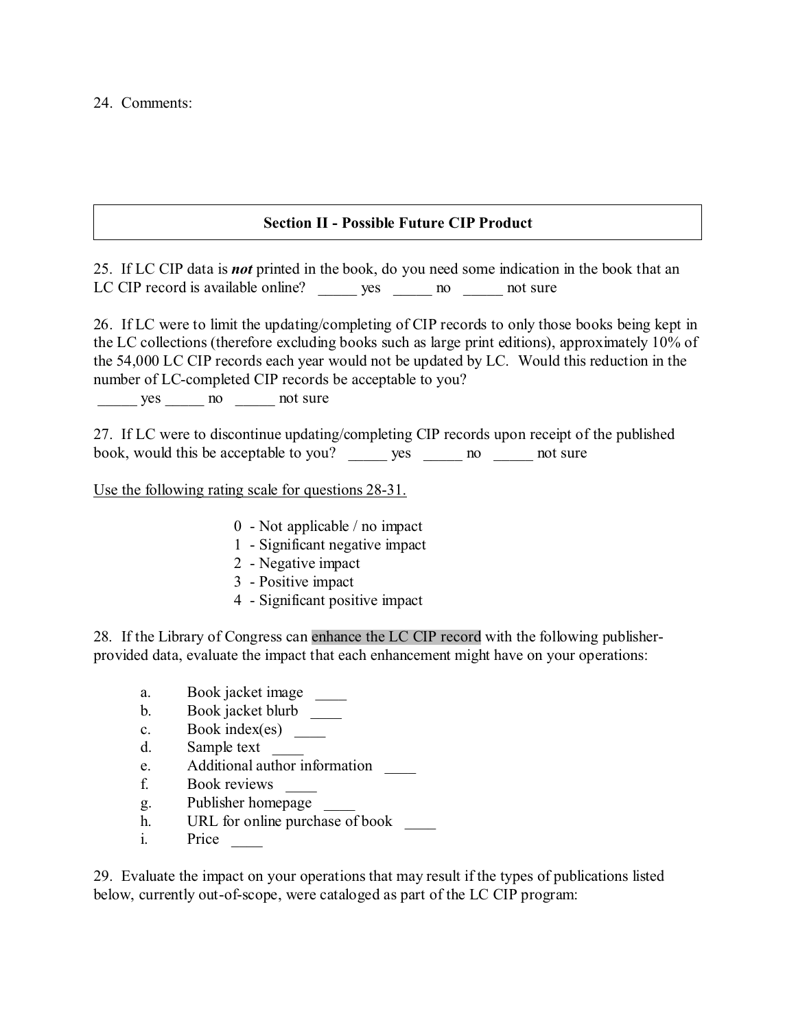24. Comments:

## Section II - Possible Future CIP Product

25. If LC CIP data is ***not*** printed in the book, do you need some indication in the book that an LC CIP record is available online? _____ yes _____ no _____ not sure

26. If LC were to limit the updating/completing of CIP records to only those books being kept in the LC collections (therefore excluding books such as large print editions), approximately 10% of the 54,000 LC CIP records each year would not be updated by LC. Would this reduction in the number of LC-completed CIP records be acceptable to you?
_____ yes _____ no _____ not sure

27. If LC were to discontinue updating/completing CIP records upon receipt of the published book, would this be acceptable to you? _____ yes _____ no _____ not sure

<u>Use the following rating scale for questions 28-31.</u>

0 - Not applicable / no impact
1 - Significant negative impact
2 - Negative impact
3 - Positive impact
4 - Significant positive impact

28. If the Library of Congress can enhance the LC CIP record with the following publisher-provided data, evaluate the impact that each enhancement might have on your operations:

a. Book jacket image ____
b. Book jacket blurb ____
c. Book index(es) ____
d. Sample text ____
e. Additional author information ____
f. Book reviews ____
g. Publisher homepage ____
h. URL for online purchase of book ____
i. Price ____

29. Evaluate the impact on your operations that may result if the types of publications listed below, currently out-of-scope, were cataloged as part of the LC CIP program: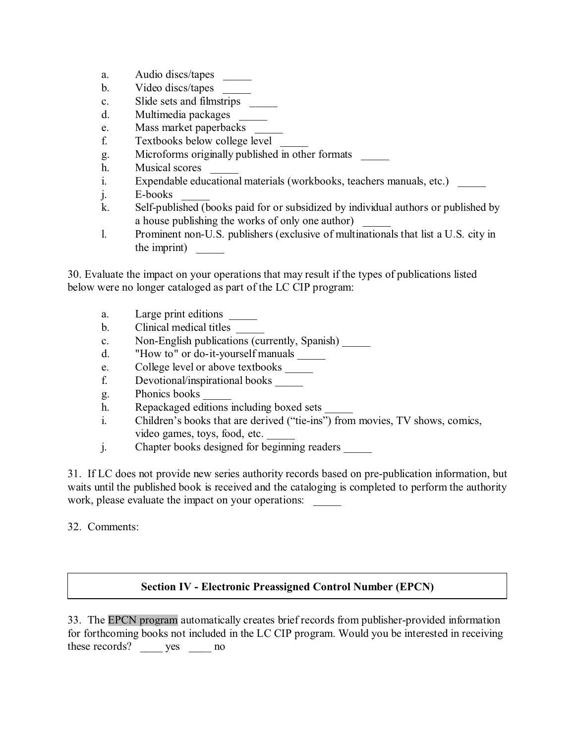a. Audio discs/tapes _____
b. Video discs/tapes _____
c. Slide sets and filmstrips _____
d. Multimedia packages _____
e. Mass market paperbacks _____
f. Textbooks below college level _____
g. Microforms originally published in other formats _____
h. Musical scores _____
i. Expendable educational materials (workbooks, teachers manuals, etc.) _____
j. E-books _____
k. Self-published (books paid for or subsidized by individual authors or published by a house publishing the works of only one author) _____
l. Prominent non-U.S. publishers (exclusive of multinationals that list a U.S. city in the imprint) _____

30. Evaluate the impact on your operations that may result if the types of publications listed below were no longer cataloged as part of the LC CIP program:

a. Large print editions _____
b. Clinical medical titles _____
c. Non-English publications (currently, Spanish) _____
d. "How to" or do-it-yourself manuals _____
e. College level or above textbooks _____
f. Devotional/inspirational books _____
g. Phonics books _____
h. Repackaged editions including boxed sets _____
i. Children's books that are derived ("tie-ins") from movies, TV shows, comics, video games, toys, food, etc. _____
j. Chapter books designed for beginning readers _____

31. If LC does not provide new series authority records based on pre-publication information, but waits until the published book is received and the cataloging is completed to perform the authority work, please evaluate the impact on your operations: _____

32. Comments:

## Section IV - Electronic Preassigned Control Number (EPCN)

33. The EPCN program automatically creates brief records from publisher-provided information for forthcoming books not included in the LC CIP program. Would you be interested in receiving these records? ____ yes ____ no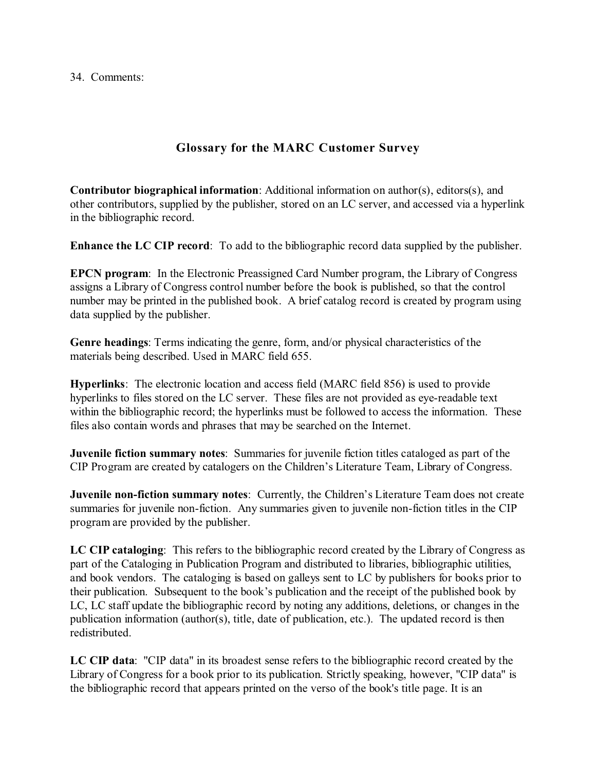34. Comments:

## Glossary for the MARC Customer Survey

**Contributor biographical information**: Additional information on author(s), editors(s), and other contributors, supplied by the publisher, stored on an LC server, and accessed via a hyperlink in the bibliographic record.

**Enhance the LC CIP record**: To add to the bibliographic record data supplied by the publisher.

**EPCN program**: In the Electronic Preassigned Card Number program, the Library of Congress assigns a Library of Congress control number before the book is published, so that the control number may be printed in the published book. A brief catalog record is created by program using data supplied by the publisher.

**Genre headings**: Terms indicating the genre, form, and/or physical characteristics of the materials being described. Used in MARC field 655.

**Hyperlinks**: The electronic location and access field (MARC field 856) is used to provide hyperlinks to files stored on the LC server. These files are not provided as eye-readable text within the bibliographic record; the hyperlinks must be followed to access the information. These files also contain words and phrases that may be searched on the Internet.

**Juvenile fiction summary notes**: Summaries for juvenile fiction titles cataloged as part of the CIP Program are created by catalogers on the Children's Literature Team, Library of Congress.

**Juvenile non-fiction summary notes**: Currently, the Children's Literature Team does not create summaries for juvenile non-fiction. Any summaries given to juvenile non-fiction titles in the CIP program are provided by the publisher.

**LC CIP cataloging**: This refers to the bibliographic record created by the Library of Congress as part of the Cataloging in Publication Program and distributed to libraries, bibliographic utilities, and book vendors. The cataloging is based on galleys sent to LC by publishers for books prior to their publication. Subsequent to the book's publication and the receipt of the published book by LC, LC staff update the bibliographic record by noting any additions, deletions, or changes in the publication information (author(s), title, date of publication, etc.). The updated record is then redistributed.

**LC CIP data**: "CIP data" in its broadest sense refers to the bibliographic record created by the Library of Congress for a book prior to its publication. Strictly speaking, however, "CIP data" is the bibliographic record that appears printed on the verso of the book's title page. It is an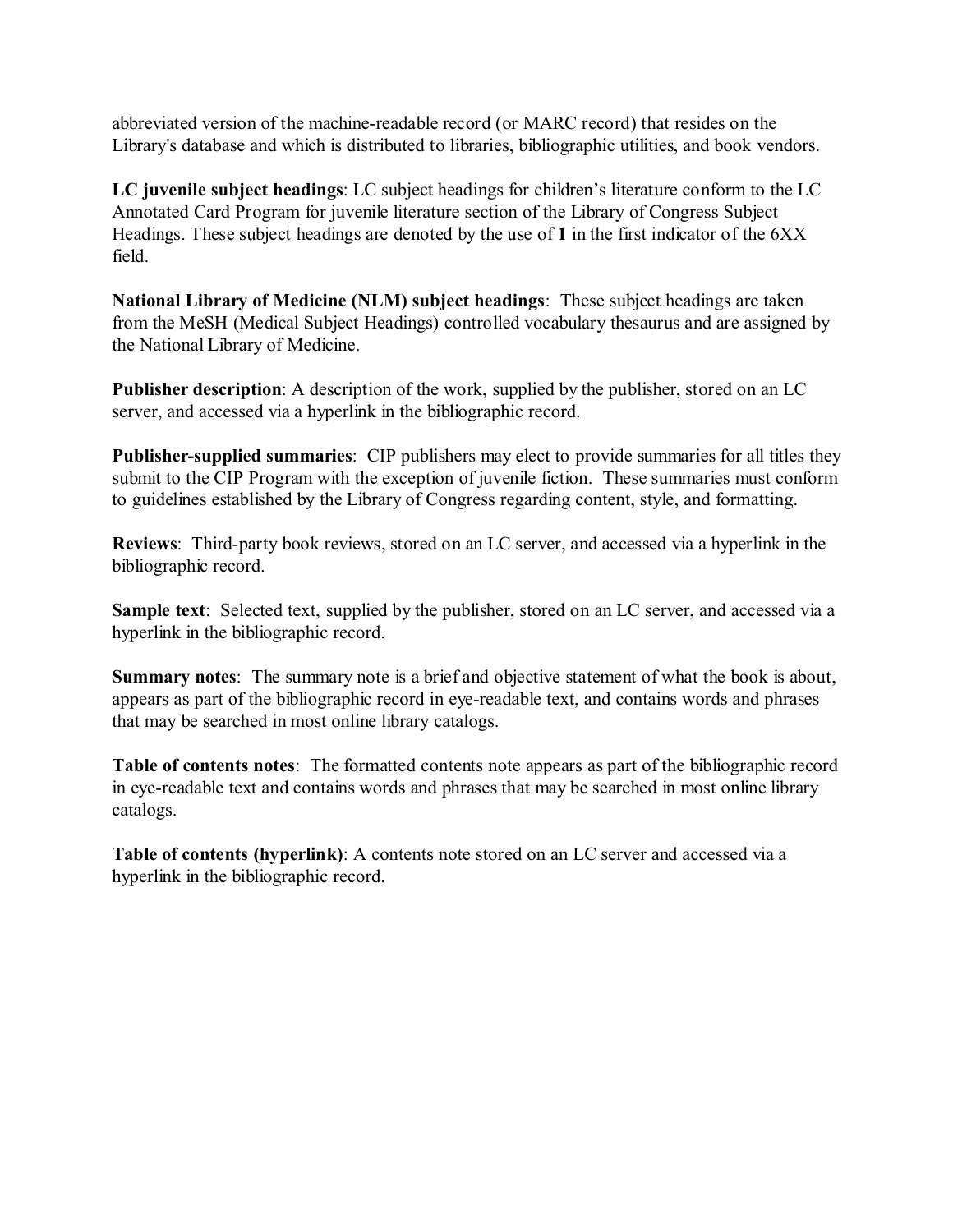abbreviated version of the machine-readable record (or MARC record) that resides on the Library's database and which is distributed to libraries, bibliographic utilities, and book vendors.

**LC juvenile subject headings**: LC subject headings for children's literature conform to the LC Annotated Card Program for juvenile literature section of the Library of Congress Subject Headings. These subject headings are denoted by the use of **1** in the first indicator of the 6XX field.

**National Library of Medicine (NLM) subject headings**: These subject headings are taken from the MeSH (Medical Subject Headings) controlled vocabulary thesaurus and are assigned by the National Library of Medicine.

**Publisher description**: A description of the work, supplied by the publisher, stored on an LC server, and accessed via a hyperlink in the bibliographic record.

**Publisher-supplied summaries**: CIP publishers may elect to provide summaries for all titles they submit to the CIP Program with the exception of juvenile fiction. These summaries must conform to guidelines established by the Library of Congress regarding content, style, and formatting.

**Reviews**: Third-party book reviews, stored on an LC server, and accessed via a hyperlink in the bibliographic record.

**Sample text**: Selected text, supplied by the publisher, stored on an LC server, and accessed via a hyperlink in the bibliographic record.

**Summary notes**: The summary note is a brief and objective statement of what the book is about, appears as part of the bibliographic record in eye-readable text, and contains words and phrases that may be searched in most online library catalogs.

**Table of contents notes**: The formatted contents note appears as part of the bibliographic record in eye-readable text and contains words and phrases that may be searched in most online library catalogs.

**Table of contents (hyperlink)**: A contents note stored on an LC server and accessed via a hyperlink in the bibliographic record.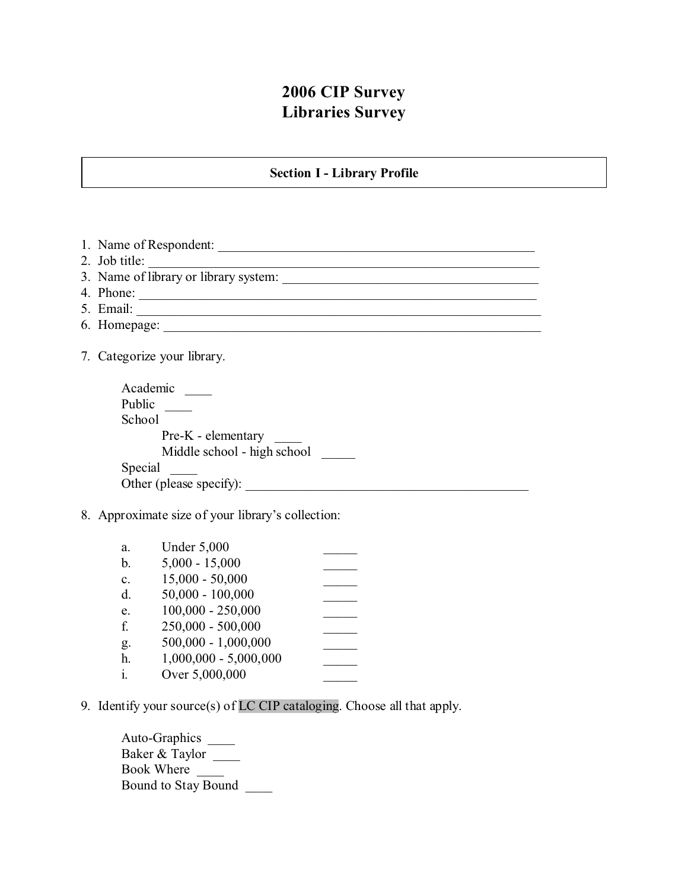# 2006 CIP Survey
# Libraries Survey

## Section I - Library Profile

1. Name of Respondent: ___________________________________________________
2. Job title: ____________________________________________________________
3. Name of library or library system: ______________________________________
4. Phone: _______________________________________________________________
5. Email: _______________________________________________________________
6. Homepage: ____________________________________________________________
7. Categorize your library.

   Academic ____
   Public ____
   School
      Pre-K - elementary ____
      Middle school - high school _____
   Special ____
   Other (please specify): _________________________________________

8. Approximate size of your library's collection:

   a. Under 5,000 _____
   b. 5,000 - 15,000 _____
   c. 15,000 - 50,000 _____
   d. 50,000 - 100,000 _____
   e. 100,000 - 250,000 _____
   f. 250,000 - 500,000 _____
   g. 500,000 - 1,000,000 _____
   h. 1,000,000 - 5,000,000 _____
   i. Over 5,000,000 _____

9. Identify your source(s) of LC CIP cataloging. Choose all that apply.

   Auto-Graphics ____
   Baker & Taylor ____
   Book Where ____
   Bound to Stay Bound ____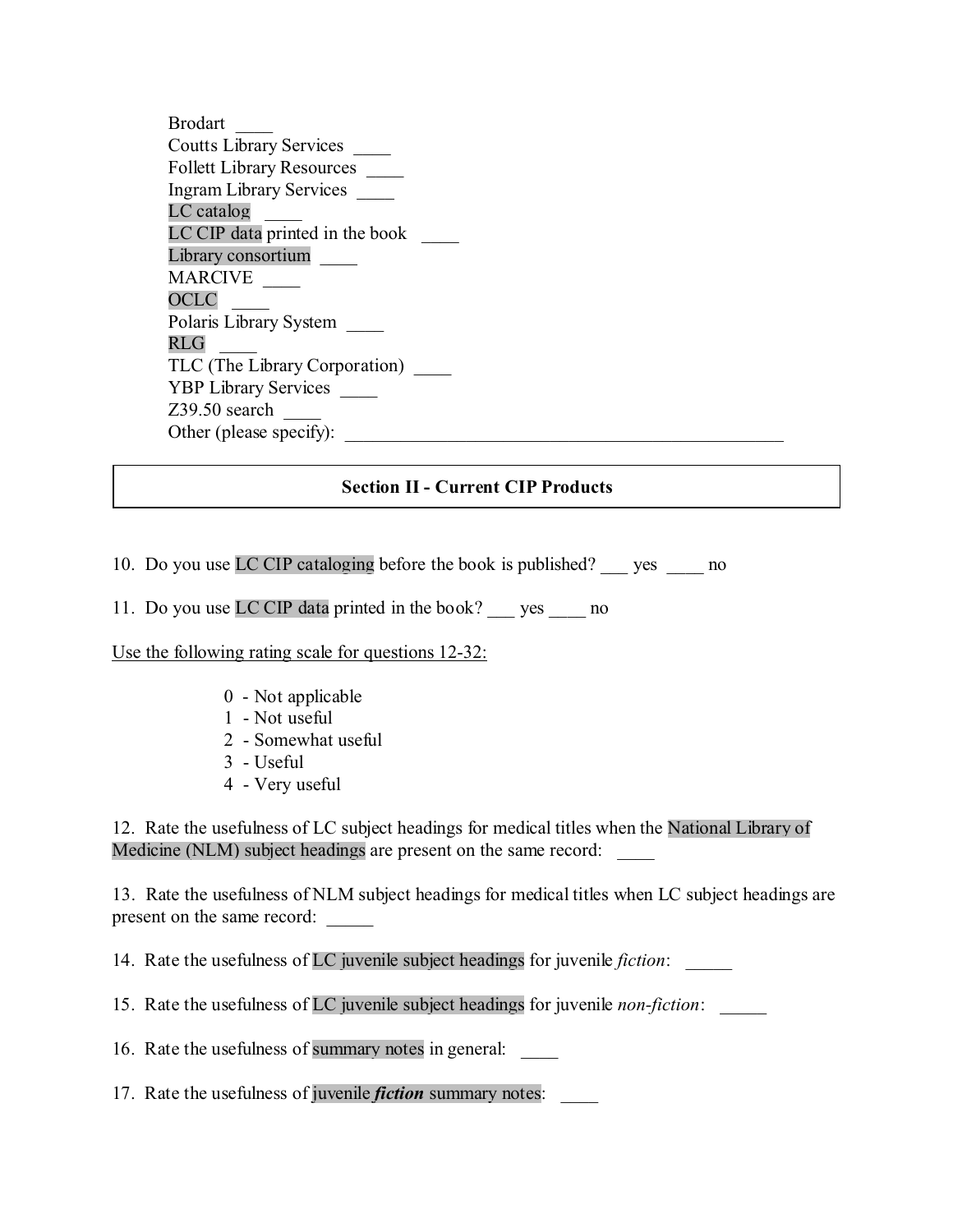Brodart ____  
Coutts Library Services ____  
Follett Library Resources ____  
Ingram Library Services ____  
LC catalog ____  
LC CIP data printed in the book ____  
Library consortium ____  
MARCIVE ____  
OCLC ____  
Polaris Library System ____  
RLG ____  
TLC (The Library Corporation) ____  
YBP Library Services ____  
Z39.50 search ____  
Other (please specify): ________________________________________________

## Section II - Current CIP Products

10. Do you use LC CIP cataloging before the book is published? ___ yes ____ no

11. Do you use LC CIP data printed in the book? ___ yes ____ no

Use the following rating scale for questions 12-32:

- 0 - Not applicable
- 1 - Not useful
- 2 - Somewhat useful
- 3 - Useful
- 4 - Very useful

12. Rate the usefulness of LC subject headings for medical titles when the National Library of Medicine (NLM) subject headings are present on the same record: ____

13. Rate the usefulness of NLM subject headings for medical titles when LC subject headings are present on the same record: _____

14. Rate the usefulness of LC juvenile subject headings for juvenile *fiction*: _____

15. Rate the usefulness of LC juvenile subject headings for juvenile *non-fiction*: _____

16. Rate the usefulness of summary notes in general: ____

17. Rate the usefulness of juvenile ***fiction*** summary notes: ____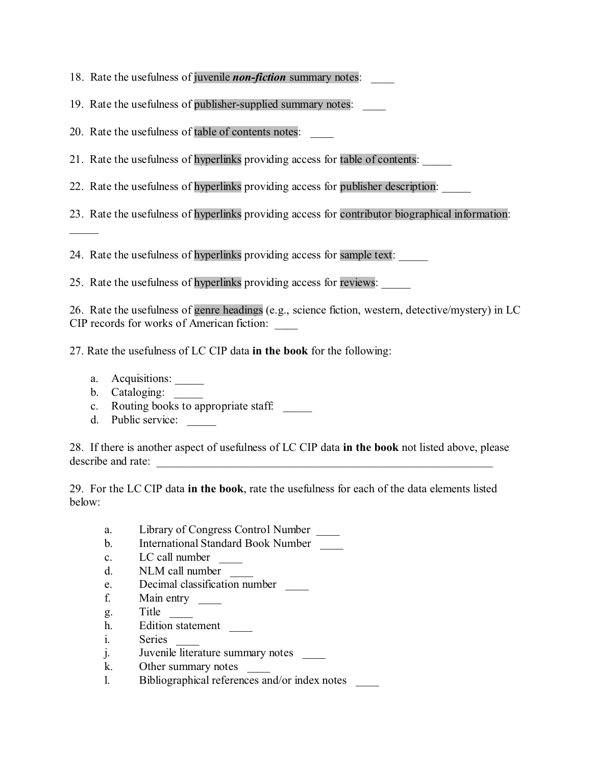18. Rate the usefulness of juvenile ***non-fiction*** summary notes: ____

19. Rate the usefulness of publisher-supplied summary notes: ____

20. Rate the usefulness of table of contents notes: ____

21. Rate the usefulness of hyperlinks providing access for table of contents: _____

22. Rate the usefulness of hyperlinks providing access for publisher description: _____

23. Rate the usefulness of hyperlinks providing access for contributor biographical information: _____

24. Rate the usefulness of hyperlinks providing access for sample text: _____

25. Rate the usefulness of hyperlinks providing access for reviews: _____

26. Rate the usefulness of genre headings (e.g., science fiction, western, detective/mystery) in LC CIP records for works of American fiction: ____

27. Rate the usefulness of LC CIP data **in the book** for the following:

a. Acquisitions: _____
b. Cataloging: _____
c. Routing books to appropriate staff: _____
d. Public service: _____

28. If there is another aspect of usefulness of LC CIP data **in the book** not listed above, please describe and rate: ______________________________________________________________

29. For the LC CIP data **in the book**, rate the usefulness for each of the data elements listed below:

a. Library of Congress Control Number ____
b. International Standard Book Number ____
c. LC call number ____
d. NLM call number ____
e. Decimal classification number ____
f. Main entry ____
g. Title ____
h. Edition statement ____
i. Series ____
j. Juvenile literature summary notes ____
k. Other summary notes ____
l. Bibliographical references and/or index notes ____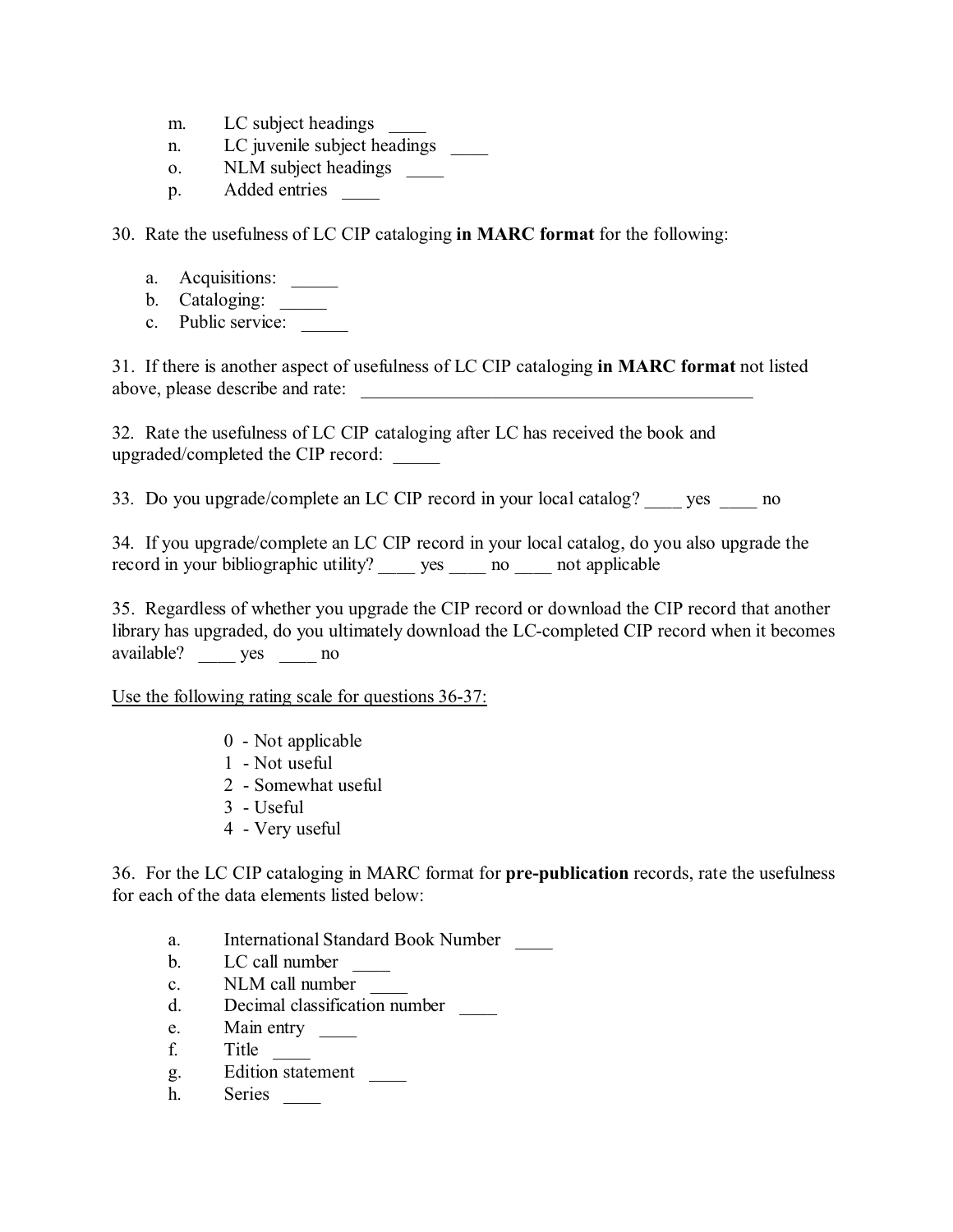m. LC subject headings ____
n. LC juvenile subject headings ____
o. NLM subject headings ____
p. Added entries ____

30. Rate the usefulness of LC CIP cataloging **in MARC format** for the following:

a. Acquisitions: _____
b. Cataloging: _____
c. Public service: _____

31. If there is another aspect of usefulness of LC CIP cataloging **in MARC format** not listed above, please describe and rate: ____________________________________________

32. Rate the usefulness of LC CIP cataloging after LC has received the book and upgraded/completed the CIP record: _____

33. Do you upgrade/complete an LC CIP record in your local catalog? ____ yes ____ no

34. If you upgrade/complete an LC CIP record in your local catalog, do you also upgrade the record in your bibliographic utility? ____ yes ____ no ____ not applicable

35. Regardless of whether you upgrade the CIP record or download the CIP record that another library has upgraded, do you ultimately download the LC-completed CIP record when it becomes available? ____ yes ____ no

Use the following rating scale for questions 36-37:

0 - Not applicable
1 - Not useful
2 - Somewhat useful
3 - Useful
4 - Very useful

36. For the LC CIP cataloging in MARC format for **pre-publication** records, rate the usefulness for each of the data elements listed below:

a. International Standard Book Number ____
b. LC call number ____
c. NLM call number ____
d. Decimal classification number ____
e. Main entry ____
f. Title ____
g. Edition statement ____
h. Series ____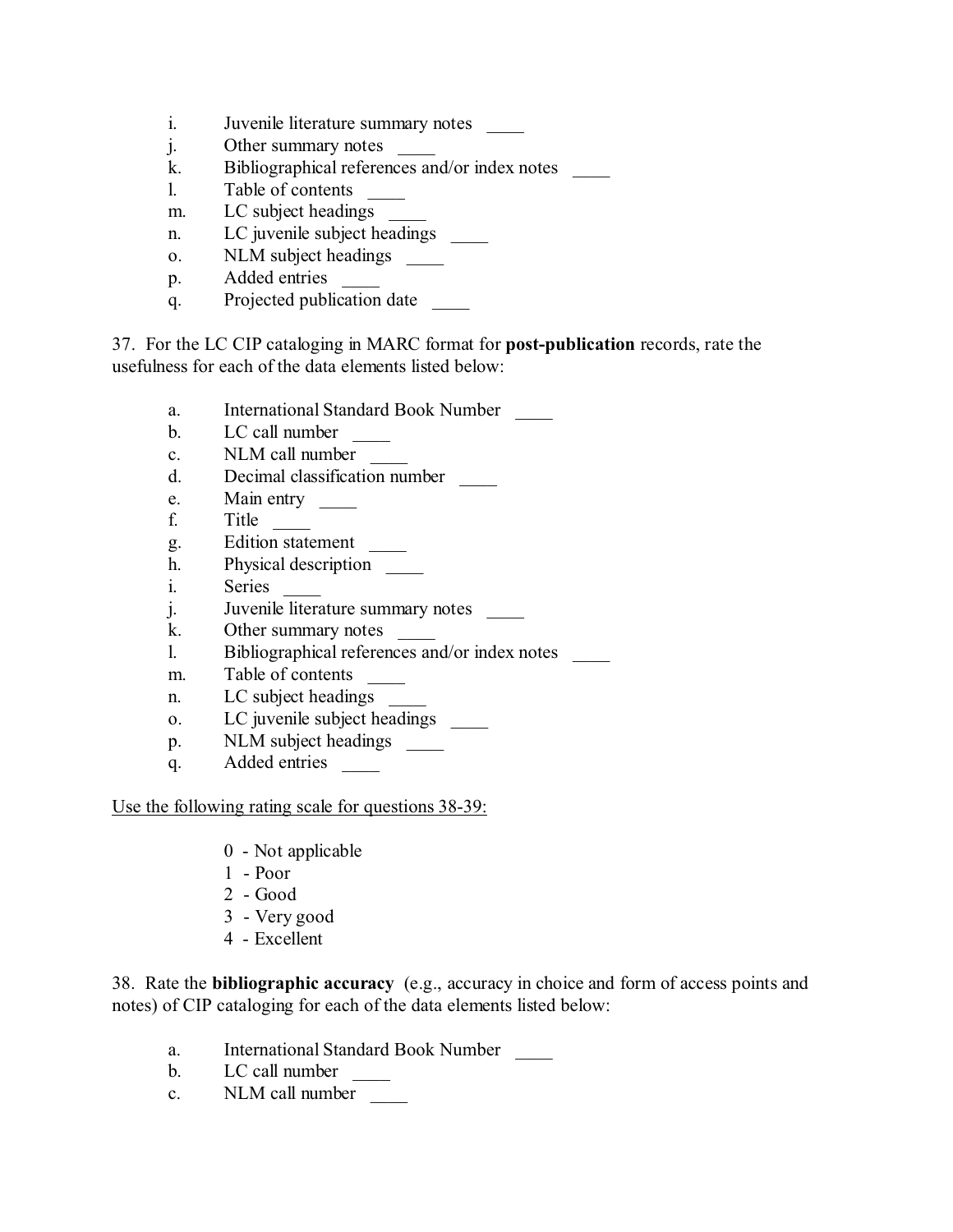i. Juvenile literature summary notes ____
j. Other summary notes ____
k. Bibliographical references and/or index notes ____
l. Table of contents ____
m. LC subject headings ____
n. LC juvenile subject headings ____
o. NLM subject headings ____
p. Added entries ____
q. Projected publication date ____

37. For the LC CIP cataloging in MARC format for **post-publication** records, rate the usefulness for each of the data elements listed below:

a. International Standard Book Number ____
b. LC call number ____
c. NLM call number ____
d. Decimal classification number ____
e. Main entry ____
f. Title ____
g. Edition statement ____
h. Physical description ____
i. Series ____
j. Juvenile literature summary notes ____
k. Other summary notes ____
l. Bibliographical references and/or index notes ____
m. Table of contents ____
n. LC subject headings ____
o. LC juvenile subject headings ____
p. NLM subject headings ____
q. Added entries ____

<u>Use the following rating scale for questions 38-39:</u>

0 - Not applicable
1 - Poor
2 - Good
3 - Very good
4 - Excellent

38. Rate the **bibliographic accuracy** (e.g., accuracy in choice and form of access points and notes) of CIP cataloging for each of the data elements listed below:

a. International Standard Book Number ____
b. LC call number ____
c. NLM call number ____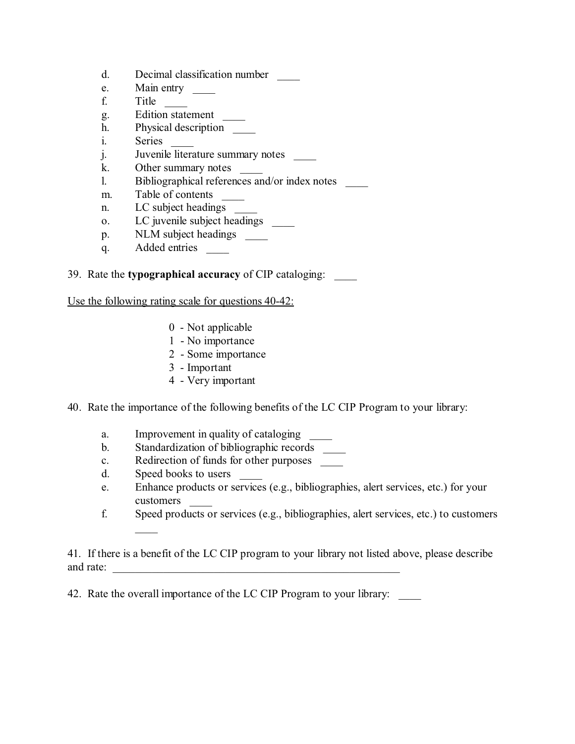d. Decimal classification number ____
e. Main entry ____
f. Title ____
g. Edition statement ____
h. Physical description ____
i. Series ____
j. Juvenile literature summary notes ____
k. Other summary notes ____
l. Bibliographical references and/or index notes ____
m. Table of contents ____
n. LC subject headings ____
o. LC juvenile subject headings ____
p. NLM subject headings ____
q. Added entries ____

39. Rate the **typographical accuracy** of CIP cataloging: ____

<u>Use the following rating scale for questions 40-42:</u>

0 - Not applicable
1 - No importance
2 - Some importance
3 - Important
4 - Very important

40. Rate the importance of the following benefits of the LC CIP Program to your library:

a. Improvement in quality of cataloging ____
b. Standardization of bibliographic records ____
c. Redirection of funds for other purposes ____
d. Speed books to users ____
e. Enhance products or services (e.g., bibliographies, alert services, etc.) for your customers ____
f. Speed products or services (e.g., bibliographies, alert services, etc.) to customers ____

41. If there is a benefit of the LC CIP program to your library not listed above, please describe and rate: ________________________________________________

42. Rate the overall importance of the LC CIP Program to your library: ____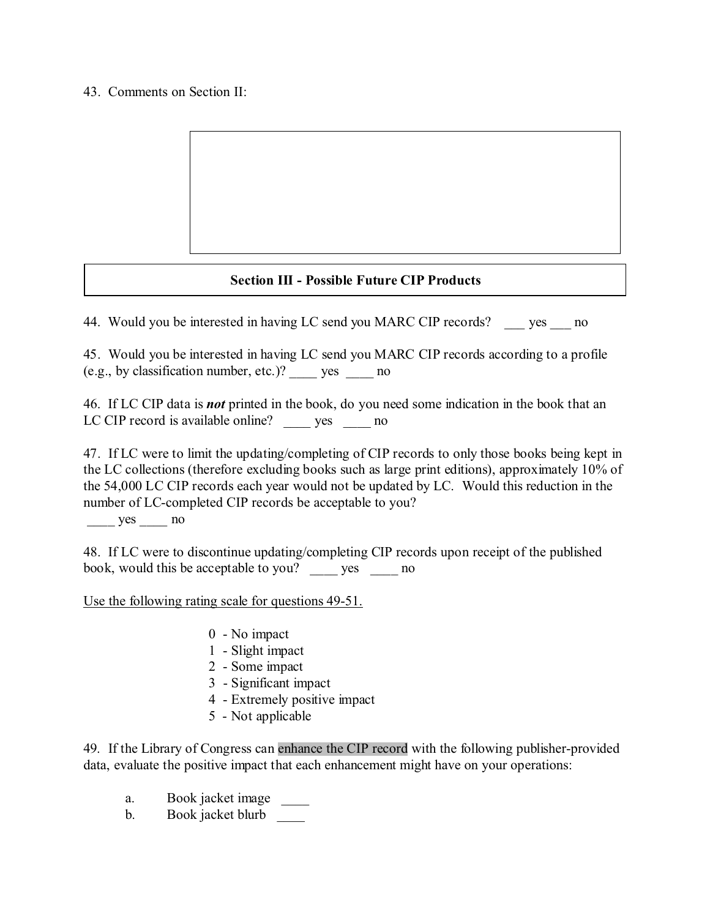43. Comments on Section II:

## Section III - Possible Future CIP Products

44. Would you be interested in having LC send you MARC CIP records? ___ yes ___ no

45. Would you be interested in having LC send you MARC CIP records according to a profile (e.g., by classification number, etc.)? ____ yes ____ no

46. If LC CIP data is ***not*** printed in the book, do you need some indication in the book that an LC CIP record is available online? ____ yes ____ no

47. If LC were to limit the updating/completing of CIP records to only those books being kept in the LC collections (therefore excluding books such as large print editions), approximately 10% of the 54,000 LC CIP records each year would not be updated by LC. Would this reduction in the number of LC-completed CIP records be acceptable to you?
____ yes ____ no

48. If LC were to discontinue updating/completing CIP records upon receipt of the published book, would this be acceptable to you? ____ yes ____ no

<u>Use the following rating scale for questions 49-51.</u>

0 - No impact
1 - Slight impact
2 - Some impact
3 - Significant impact
4 - Extremely positive impact
5 - Not applicable

49. If the Library of Congress can enhance the CIP record with the following publisher-provided data, evaluate the positive impact that each enhancement might have on your operations:

a. Book jacket image ____
b. Book jacket blurb ____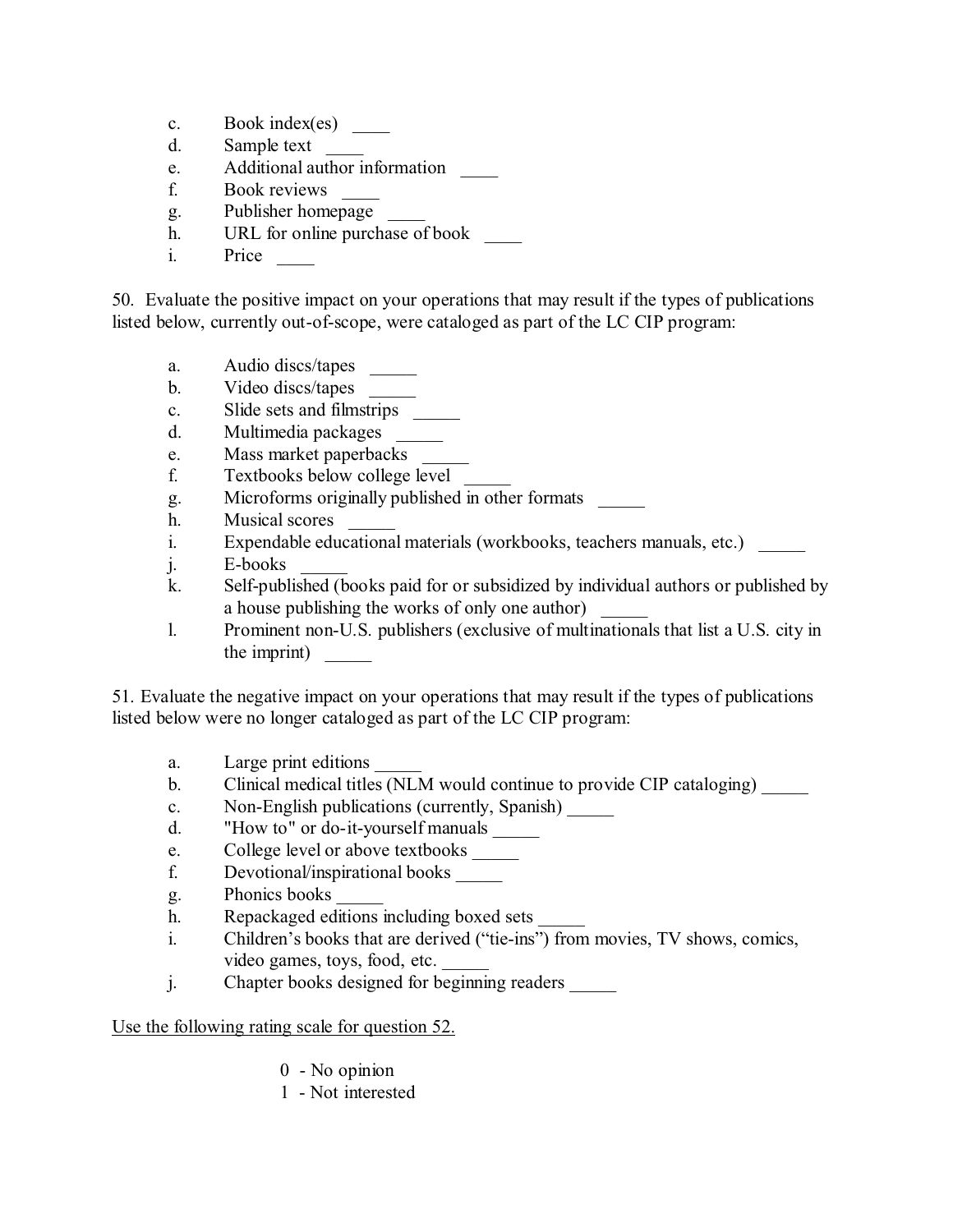c. Book index(es) ____
d. Sample text ____
e. Additional author information ____
f. Book reviews ____
g. Publisher homepage ____
h. URL for online purchase of book ____
i. Price ____

50. Evaluate the positive impact on your operations that may result if the types of publications listed below, currently out-of-scope, were cataloged as part of the LC CIP program:

a. Audio discs/tapes _____
b. Video discs/tapes _____
c. Slide sets and filmstrips _____
d. Multimedia packages _____
e. Mass market paperbacks _____
f. Textbooks below college level _____
g. Microforms originally published in other formats _____
h. Musical scores _____
i. Expendable educational materials (workbooks, teachers manuals, etc.) _____
j. E-books _____
k. Self-published (books paid for or subsidized by individual authors or published by a house publishing the works of only one author) _____
l. Prominent non-U.S. publishers (exclusive of multinationals that list a U.S. city in the imprint) _____

51. Evaluate the negative impact on your operations that may result if the types of publications listed below were no longer cataloged as part of the LC CIP program:

a. Large print editions _____
b. Clinical medical titles (NLM would continue to provide CIP cataloging) _____
c. Non-English publications (currently, Spanish) _____
d. "How to" or do-it-yourself manuals _____
e. College level or above textbooks _____
f. Devotional/inspirational books _____
g. Phonics books _____
h. Repackaged editions including boxed sets _____
i. Children's books that are derived ("tie-ins") from movies, TV shows, comics, video games, toys, food, etc. _____
j. Chapter books designed for beginning readers _____

<u>Use the following rating scale for question 52.</u>

0 - No opinion
1 - Not interested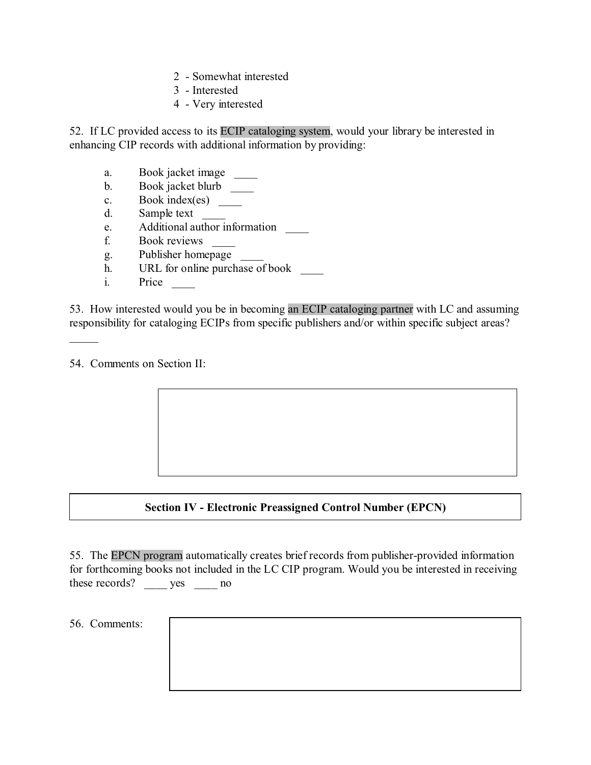2 - Somewhat interested
3 - Interested
4 - Very interested

52. If LC provided access to its ECIP cataloging system, would your library be interested in enhancing CIP records with additional information by providing:

a. Book jacket image ____
b. Book jacket blurb ____
c. Book index(es) ____
d. Sample text ____
e. Additional author information ____
f. Book reviews ____
g. Publisher homepage ____
h. URL for online purchase of book ____
i. Price ____

53. How interested would you be in becoming an ECIP cataloging partner with LC and assuming responsibility for cataloging ECIPs from specific publishers and/or within specific subject areas? _____

54. Comments on Section II:

| |
|---|
| |

## Section IV - Electronic Preassigned Control Number (EPCN)

55. The EPCN program automatically creates brief records from publisher-provided information for forthcoming books not included in the LC CIP program. Would you be interested in receiving these records? ____ yes ____ no

56. Comments:

| |
|---|
| |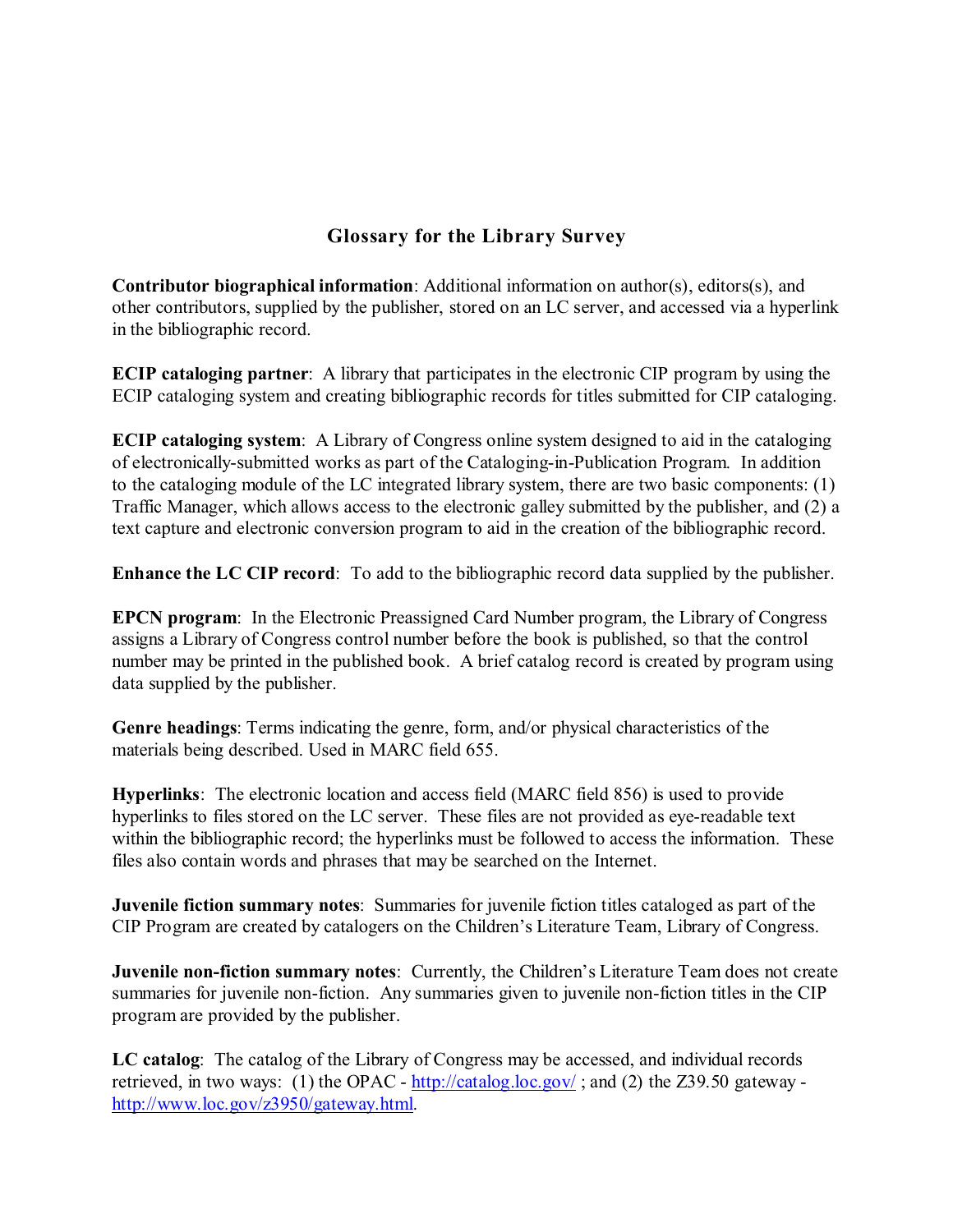## Glossary for the Library Survey

**Contributor biographical information**: Additional information on author(s), editors(s), and other contributors, supplied by the publisher, stored on an LC server, and accessed via a hyperlink in the bibliographic record.

**ECIP cataloging partner**: A library that participates in the electronic CIP program by using the ECIP cataloging system and creating bibliographic records for titles submitted for CIP cataloging.

**ECIP cataloging system**: A Library of Congress online system designed to aid in the cataloging of electronically-submitted works as part of the Cataloging-in-Publication Program. In addition to the cataloging module of the LC integrated library system, there are two basic components: (1) Traffic Manager, which allows access to the electronic galley submitted by the publisher, and (2) a text capture and electronic conversion program to aid in the creation of the bibliographic record.

**Enhance the LC CIP record**: To add to the bibliographic record data supplied by the publisher.

**EPCN program**: In the Electronic Preassigned Card Number program, the Library of Congress assigns a Library of Congress control number before the book is published, so that the control number may be printed in the published book. A brief catalog record is created by program using data supplied by the publisher.

**Genre headings**: Terms indicating the genre, form, and/or physical characteristics of the materials being described. Used in MARC field 655.

**Hyperlinks**: The electronic location and access field (MARC field 856) is used to provide hyperlinks to files stored on the LC server. These files are not provided as eye-readable text within the bibliographic record; the hyperlinks must be followed to access the information. These files also contain words and phrases that may be searched on the Internet.

**Juvenile fiction summary notes**: Summaries for juvenile fiction titles cataloged as part of the CIP Program are created by catalogers on the Children's Literature Team, Library of Congress.

**Juvenile non-fiction summary notes**: Currently, the Children's Literature Team does not create summaries for juvenile non-fiction. Any summaries given to juvenile non-fiction titles in the CIP program are provided by the publisher.

**LC catalog**: The catalog of the Library of Congress may be accessed, and individual records retrieved, in two ways: (1) the OPAC - http://catalog.loc.gov/ ; and (2) the Z39.50 gateway - http://www.loc.gov/z3950/gateway.html.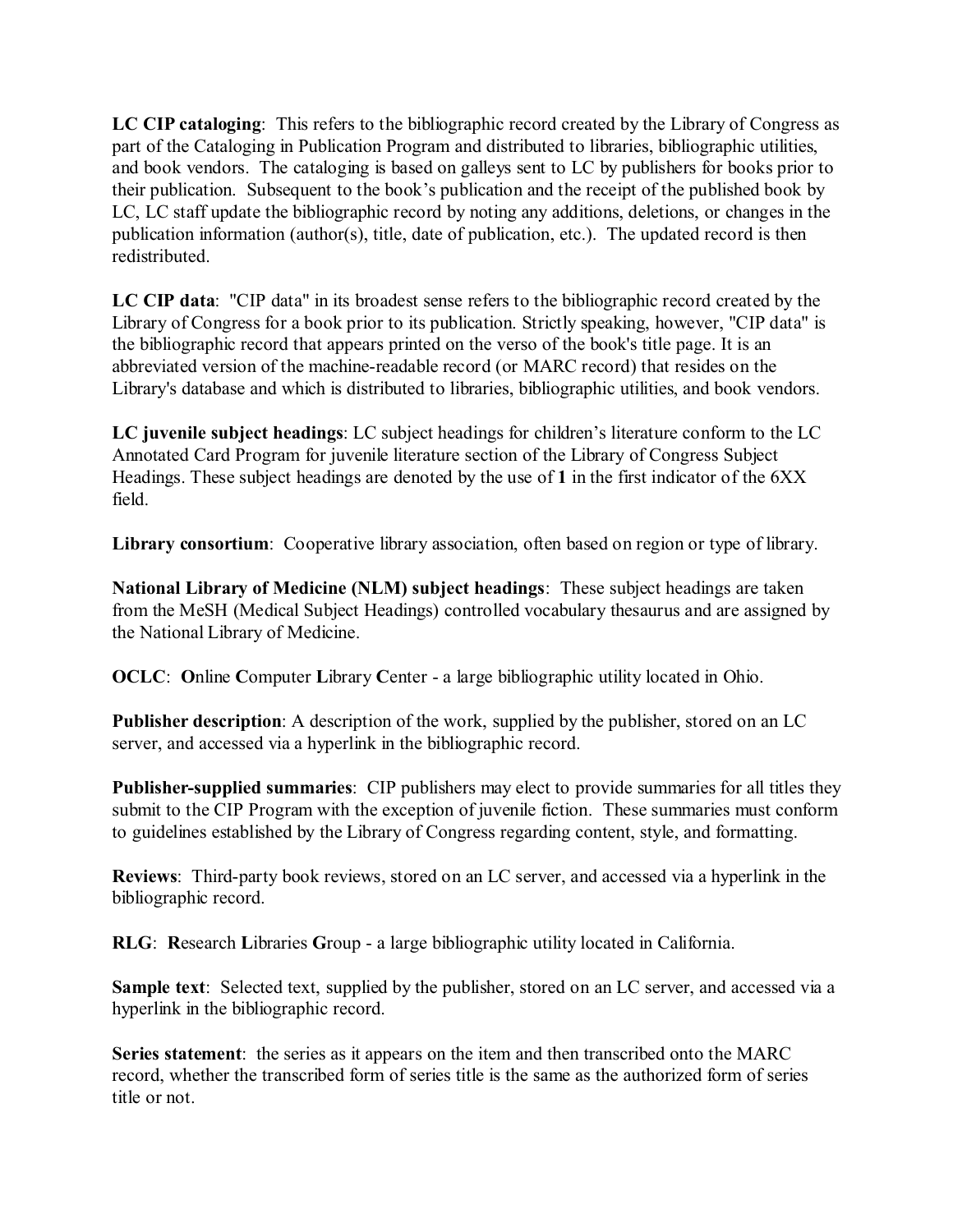**LC CIP cataloging**: This refers to the bibliographic record created by the Library of Congress as part of the Cataloging in Publication Program and distributed to libraries, bibliographic utilities, and book vendors. The cataloging is based on galleys sent to LC by publishers for books prior to their publication. Subsequent to the book's publication and the receipt of the published book by LC, LC staff update the bibliographic record by noting any additions, deletions, or changes in the publication information (author(s), title, date of publication, etc.). The updated record is then redistributed.

**LC CIP data**: "CIP data" in its broadest sense refers to the bibliographic record created by the Library of Congress for a book prior to its publication. Strictly speaking, however, "CIP data" is the bibliographic record that appears printed on the verso of the book's title page. It is an abbreviated version of the machine-readable record (or MARC record) that resides on the Library's database and which is distributed to libraries, bibliographic utilities, and book vendors.

**LC juvenile subject headings**: LC subject headings for children's literature conform to the LC Annotated Card Program for juvenile literature section of the Library of Congress Subject Headings. These subject headings are denoted by the use of **1** in the first indicator of the 6XX field.

**Library consortium**: Cooperative library association, often based on region or type of library.

**National Library of Medicine (NLM) subject headings**: These subject headings are taken from the MeSH (Medical Subject Headings) controlled vocabulary thesaurus and are assigned by the National Library of Medicine.

**OCLC**: **O**nline **C**omputer **L**ibrary **C**enter - a large bibliographic utility located in Ohio.

**Publisher description**: A description of the work, supplied by the publisher, stored on an LC server, and accessed via a hyperlink in the bibliographic record.

**Publisher-supplied summaries**: CIP publishers may elect to provide summaries for all titles they submit to the CIP Program with the exception of juvenile fiction. These summaries must conform to guidelines established by the Library of Congress regarding content, style, and formatting.

**Reviews**: Third-party book reviews, stored on an LC server, and accessed via a hyperlink in the bibliographic record.

**RLG**: **R**esearch **L**ibraries **G**roup - a large bibliographic utility located in California.

**Sample text**: Selected text, supplied by the publisher, stored on an LC server, and accessed via a hyperlink in the bibliographic record.

**Series statement**: the series as it appears on the item and then transcribed onto the MARC record, whether the transcribed form of series title is the same as the authorized form of series title or not.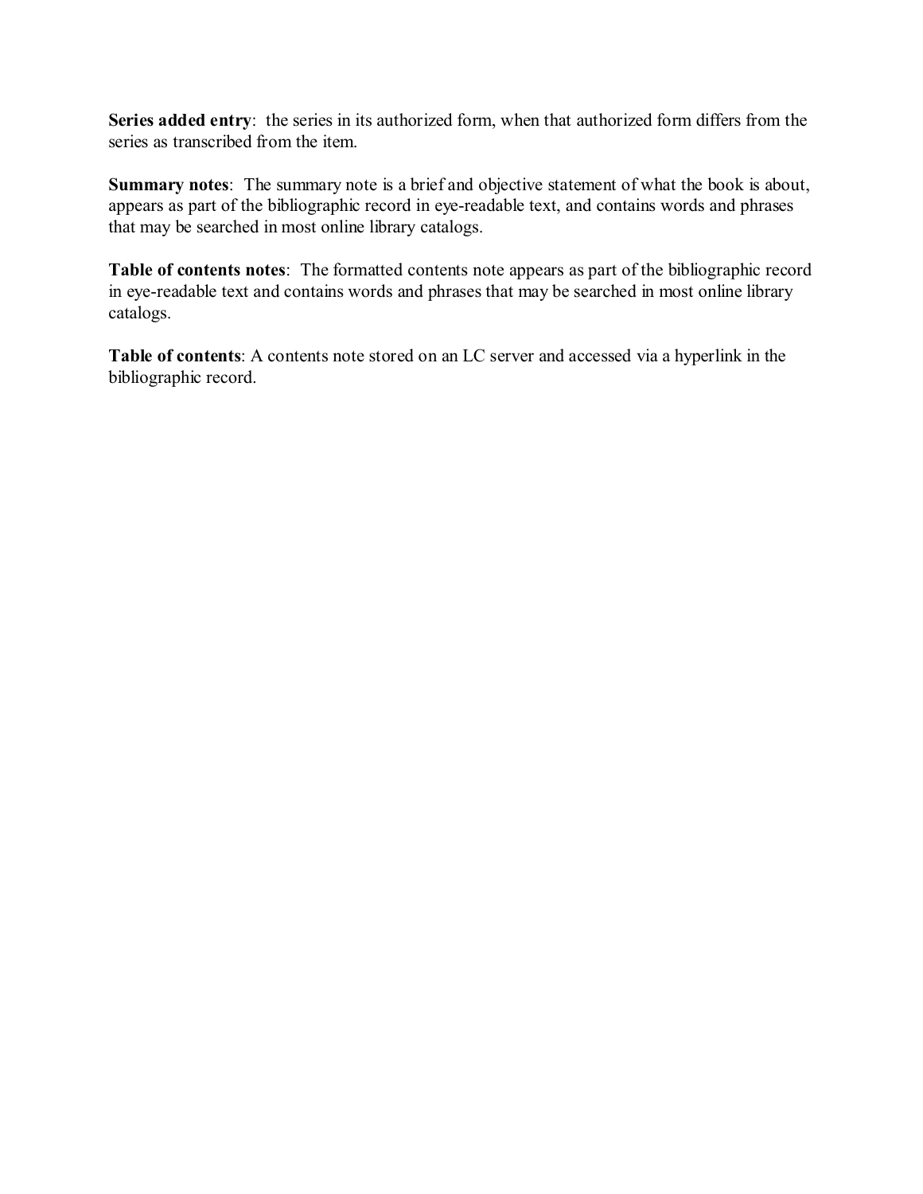**Series added entry**:  the series in its authorized form, when that authorized form differs from the series as transcribed from the item.

**Summary notes**:  The summary note is a brief and objective statement of what the book is about, appears as part of the bibliographic record in eye-readable text, and contains words and phrases that may be searched in most online library catalogs.

**Table of contents notes**:  The formatted contents note appears as part of the bibliographic record in eye-readable text and contains words and phrases that may be searched in most online library catalogs.

**Table of contents**: A contents note stored on an LC server and accessed via a hyperlink in the bibliographic record.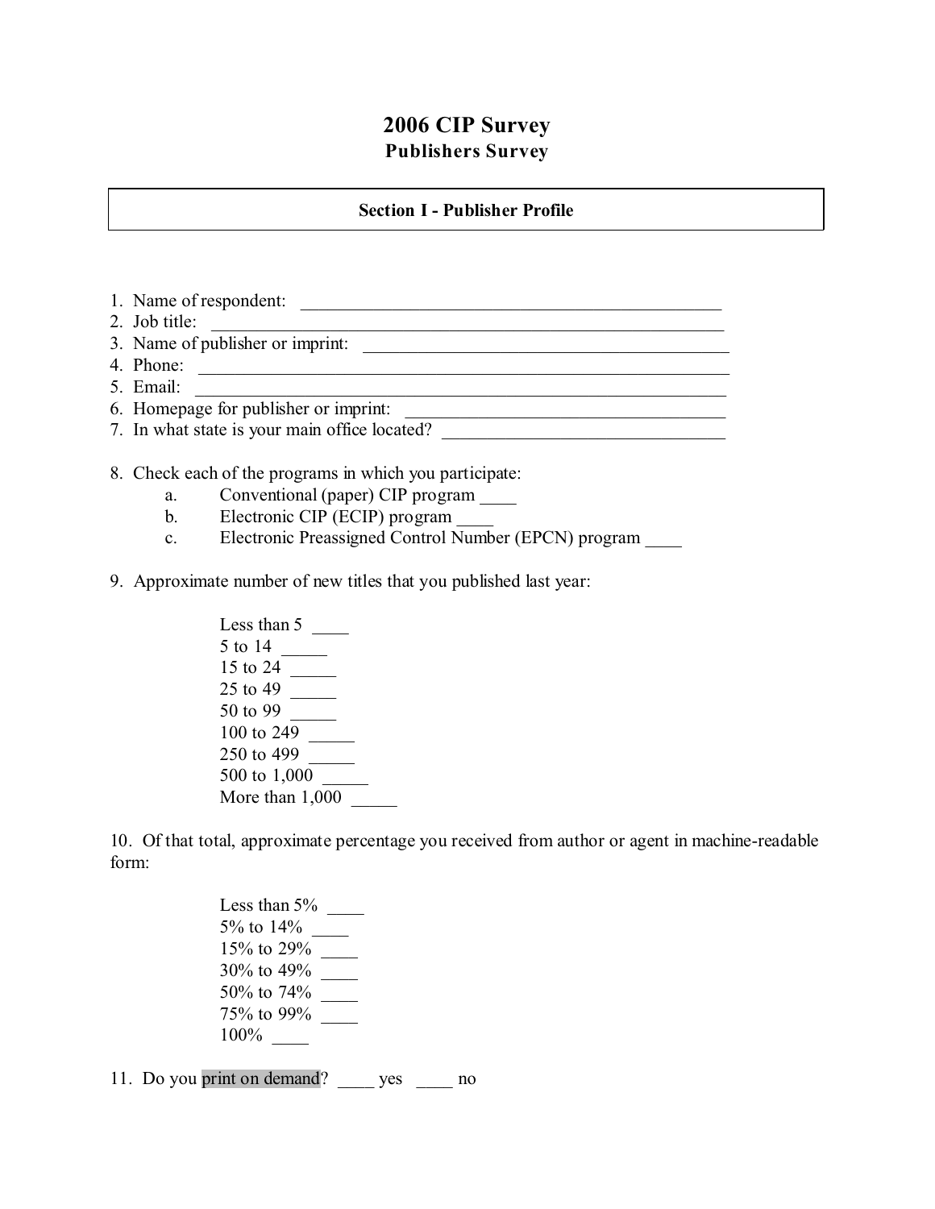# 2006 CIP Survey

## Publishers Survey

### Section I - Publisher Profile

1. Name of respondent: ______________________________________________
2. Job title: ________________________________________________________
3. Name of publisher or imprint: _______________________________________
4. Phone: __________________________________________________________
5. Email: __________________________________________________________
6. Homepage for publisher or imprint: ___________________________________
7. In what state is your main office located? ______________________________

8. Check each of the programs in which you participate:
   a. Conventional (paper) CIP program ____
   b. Electronic CIP (ECIP) program ____
   c. Electronic Preassigned Control Number (EPCN) program ____

9. Approximate number of new titles that you published last year:

   Less than 5 ____
   5 to 14 _____
   15 to 24 _____
   25 to 49 _____
   50 to 99 _____
   100 to 249 _____
   250 to 499 _____
   500 to 1,000 _____
   More than 1,000 _____

10. Of that total, approximate percentage you received from author or agent in machine-readable form:

    Less than 5% ____
    5% to 14% ____
    15% to 29% ____
    30% to 49% ____
    50% to 74% ____
    75% to 99% ____
    100% ____

11. Do you print on demand? ____ yes ____ no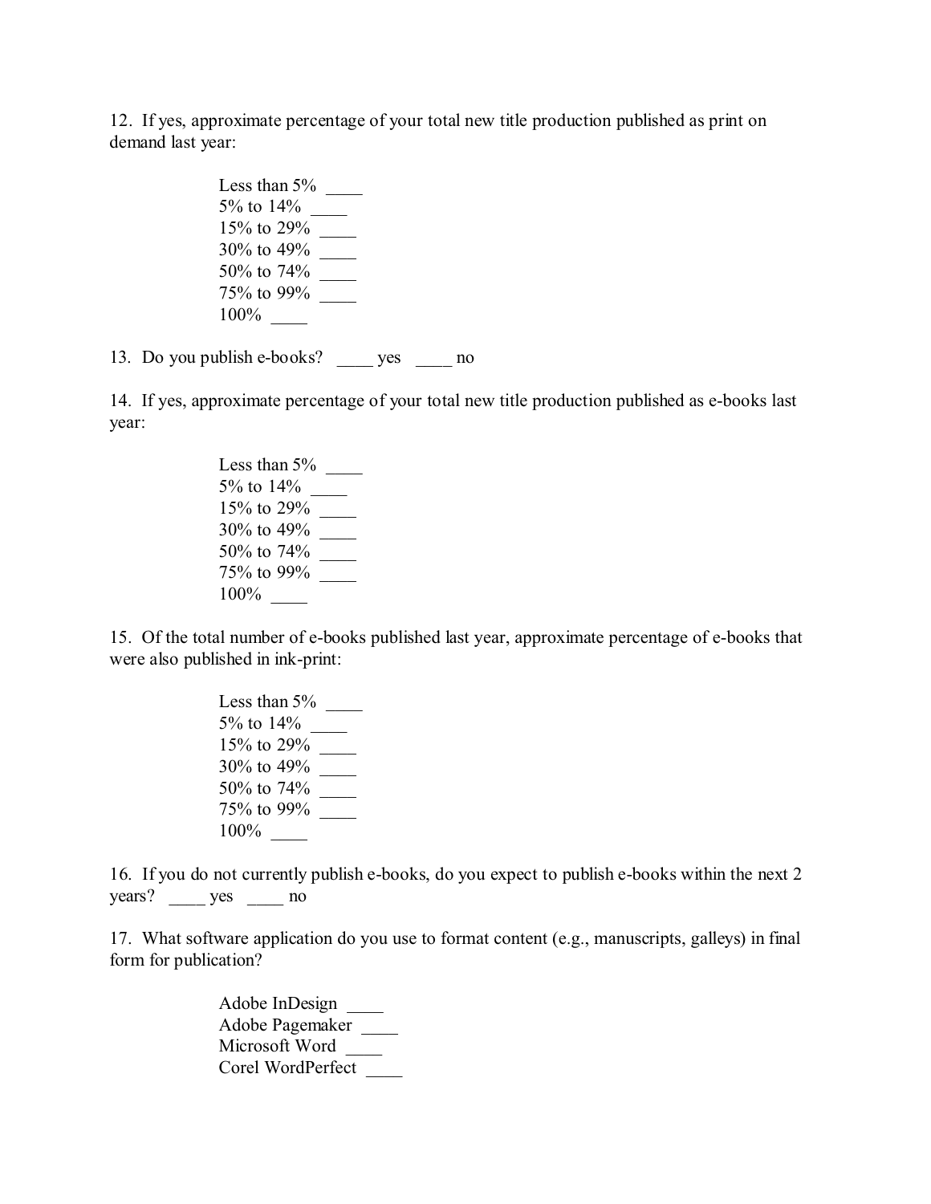12. If yes, approximate percentage of your total new title production published as print on demand last year:

Less than 5% ____  
5% to 14% ____  
15% to 29% ____  
30% to 49% ____  
50% to 74% ____  
75% to 99% ____  
100% ____

13. Do you publish e-books? ____ yes ____ no

14. If yes, approximate percentage of your total new title production published as e-books last year:

Less than 5% ____  
5% to 14% ____  
15% to 29% ____  
30% to 49% ____  
50% to 74% ____  
75% to 99% ____  
100% ____

15. Of the total number of e-books published last year, approximate percentage of e-books that were also published in ink-print:

Less than 5% ____  
5% to 14% ____  
15% to 29% ____  
30% to 49% ____  
50% to 74% ____  
75% to 99% ____  
100% ____

16. If you do not currently publish e-books, do you expect to publish e-books within the next 2 years? ____ yes ____ no

17. What software application do you use to format content (e.g., manuscripts, galleys) in final form for publication?

Adobe InDesign ____  
Adobe Pagemaker ____  
Microsoft Word ____  
Corel WordPerfect ____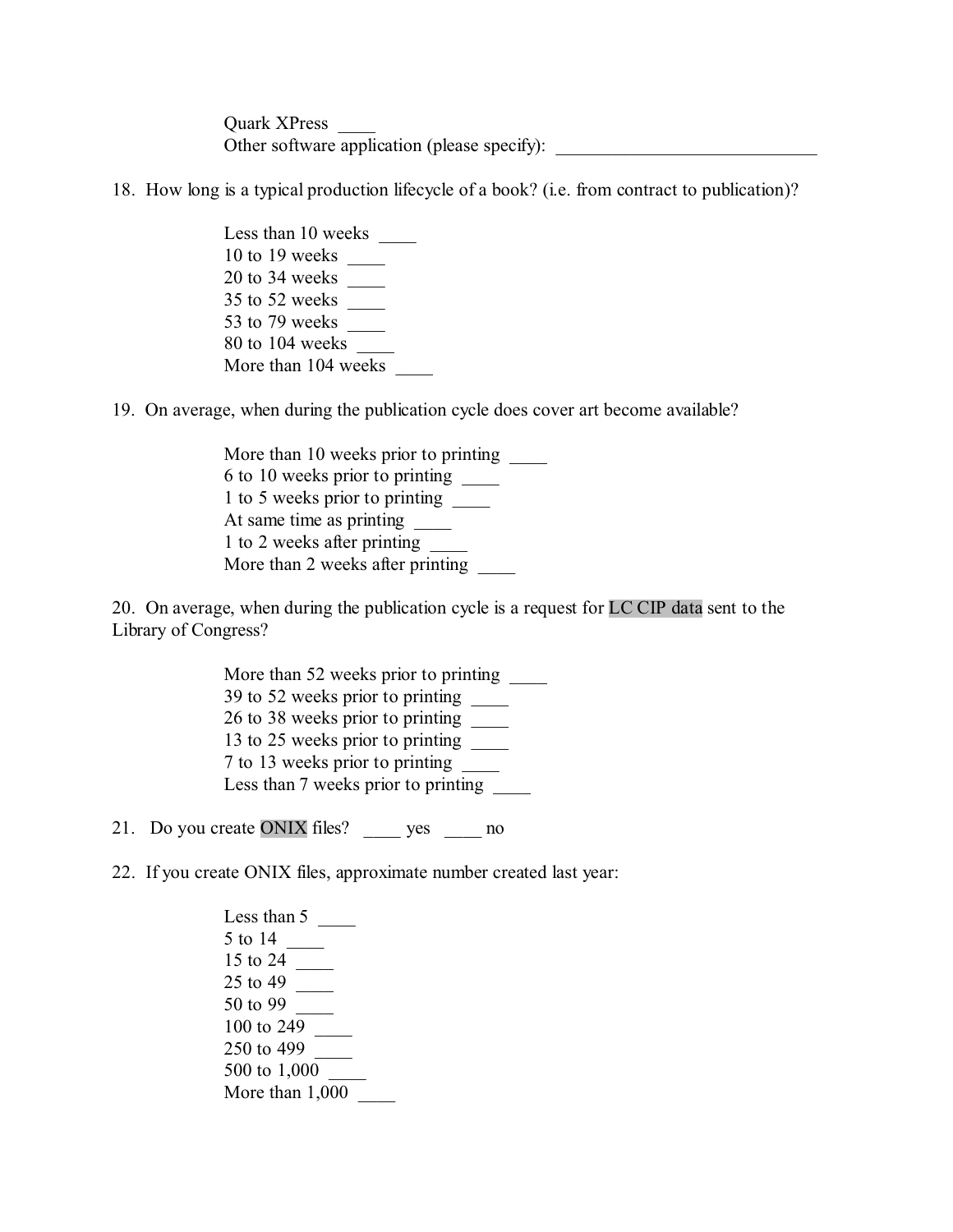Quark XPress ____
Other software application (please specify): ____________________________

18. How long is a typical production lifecycle of a book? (i.e. from contract to publication)?

    Less than 10 weeks ____
    10 to 19 weeks ____
    20 to 34 weeks ____
    35 to 52 weeks ____
    53 to 79 weeks ____
    80 to 104 weeks ____
    More than 104 weeks ____

19. On average, when during the publication cycle does cover art become available?

    More than 10 weeks prior to printing ____
    6 to 10 weeks prior to printing ____
    1 to 5 weeks prior to printing ____
    At same time as printing ____
    1 to 2 weeks after printing ____
    More than 2 weeks after printing ____

20. On average, when during the publication cycle is a request for LC CIP data sent to the Library of Congress?

    More than 52 weeks prior to printing ____
    39 to 52 weeks prior to printing ____
    26 to 38 weeks prior to printing ____
    13 to 25 weeks prior to printing ____
    7 to 13 weeks prior to printing ____
    Less than 7 weeks prior to printing ____

21. Do you create ONIX files? ____ yes ____ no

22. If you create ONIX files, approximate number created last year:

    Less than 5 ____
    5 to 14 ____
    15 to 24 ____
    25 to 49 ____
    50 to 99 ____
    100 to 249 ____
    250 to 499 ____
    500 to 1,000 ____
    More than 1,000 ____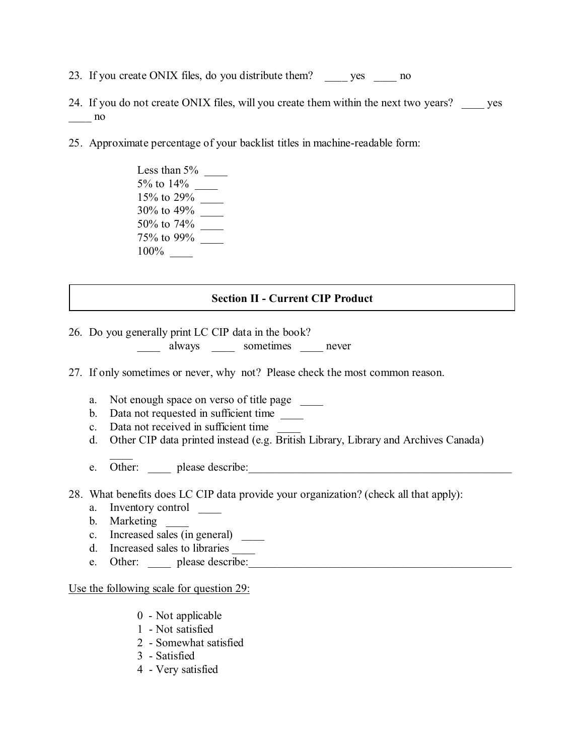23. If you create ONIX files, do you distribute them? ____ yes ____ no

24. If you do not create ONIX files, will you create them within the next two years? ____ yes ____ no

25. Approximate percentage of your backlist titles in machine-readable form:

    Less than 5% ____
    5% to 14% ____
    15% to 29% ____
    30% to 49% ____
    50% to 74% ____
    75% to 99% ____
    100% ____

## Section II - Current CIP Product

26. Do you generally print LC CIP data in the book?
    ____ always ____ sometimes ____ never

27. If only sometimes or never, why not? Please check the most common reason.

    a. Not enough space on verso of title page ____
    b. Data not requested in sufficient time ____
    c. Data not received in sufficient time ____
    d. Other CIP data printed instead (e.g. British Library, Library and Archives Canada) ____
    e. Other: ____ please describe:________________________________________________

28. What benefits does LC CIP data provide your organization? (check all that apply):
    a. Inventory control ____
    b. Marketing ____
    c. Increased sales (in general) ____
    d. Increased sales to libraries ____
    e. Other: ____ please describe:________________________________________________

<u>Use the following scale for question 29:</u>

    0 - Not applicable
    1 - Not satisfied
    2 - Somewhat satisfied
    3 - Satisfied
    4 - Very satisfied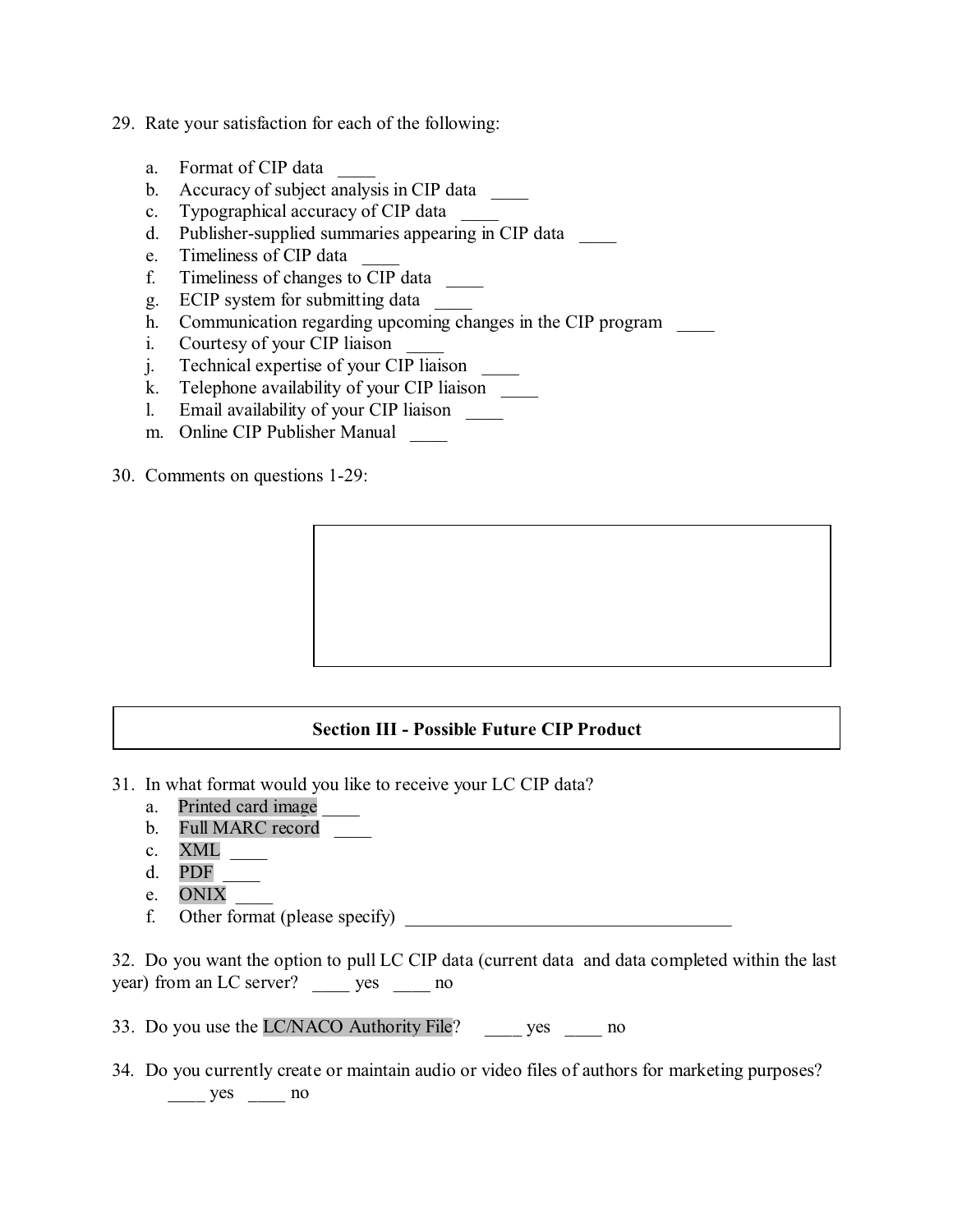29. Rate your satisfaction for each of the following:

    a. Format of CIP data ____
    b. Accuracy of subject analysis in CIP data ____
    c. Typographical accuracy of CIP data ____
    d. Publisher-supplied summaries appearing in CIP data ____
    e. Timeliness of CIP data ____
    f. Timeliness of changes to CIP data ____
    g. ECIP system for submitting data ____
    h. Communication regarding upcoming changes in the CIP program ____
    i. Courtesy of your CIP liaison ____
    j. Technical expertise of your CIP liaison ____
    k. Telephone availability of your CIP liaison ____
    l. Email availability of your CIP liaison ____
    m. Online CIP Publisher Manual ____

30. Comments on questions 1-29:

## Section III - Possible Future CIP Product

31. In what format would you like to receive your LC CIP data?
    a. Printed card image ____
    b. Full MARC record ____
    c. XML ____
    d. PDF ____
    e. ONIX ____
    f. Other format (please specify) ___________________________________

32. Do you want the option to pull LC CIP data (current data and data completed within the last year) from an LC server? ____ yes ____ no

33. Do you use the LC/NACO Authority File? ____ yes ____ no

34. Do you currently create or maintain audio or video files of authors for marketing purposes? ____ yes ____ no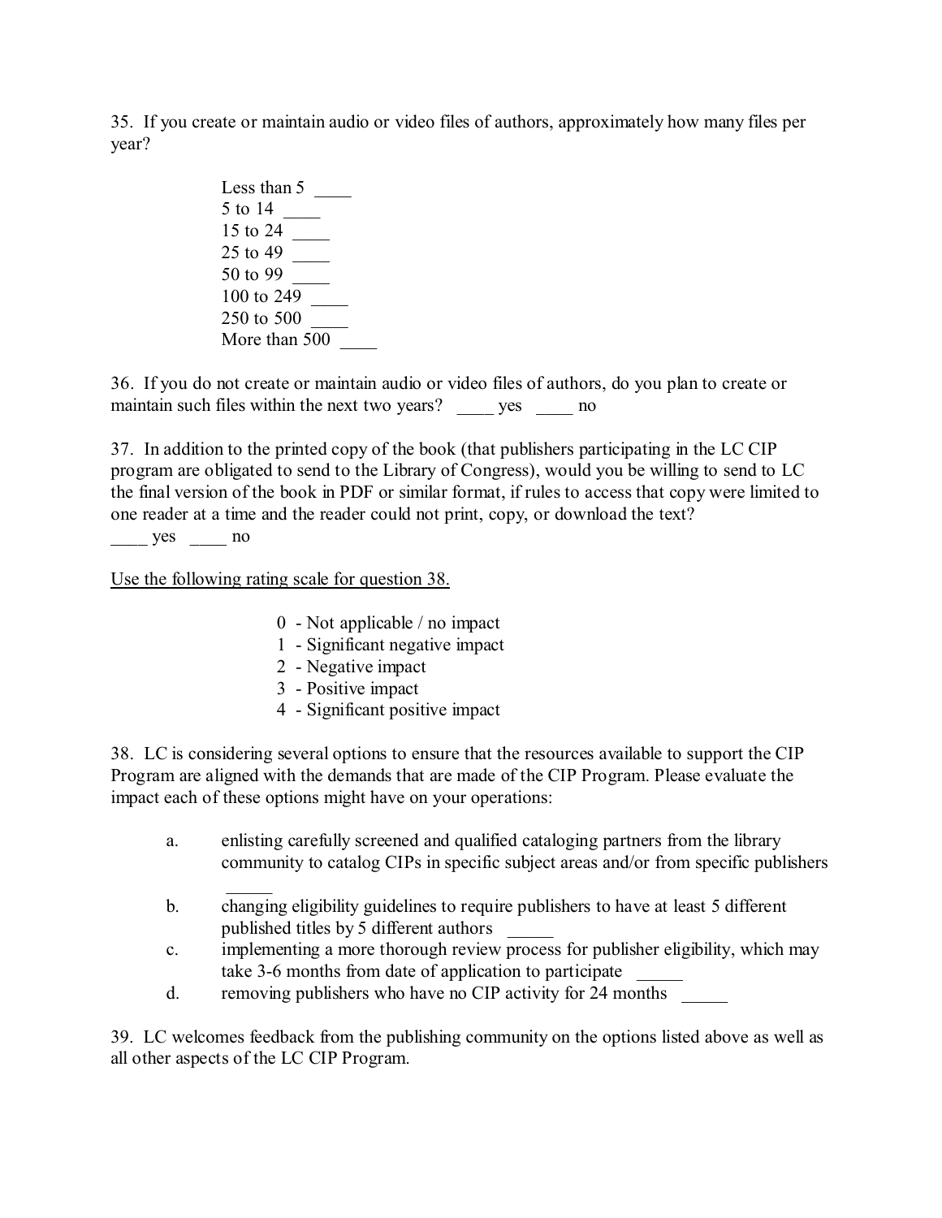35. If you create or maintain audio or video files of authors, approximately how many files per year?

Less than 5 ____
5 to 14 ____
15 to 24 ____
25 to 49 ____
50 to 99 ____
100 to 249 ____
250 to 500 ____
More than 500 ____

36. If you do not create or maintain audio or video files of authors, do you plan to create or maintain such files within the next two years? ____ yes ____ no

37. In addition to the printed copy of the book (that publishers participating in the LC CIP program are obligated to send to the Library of Congress), would you be willing to send to LC the final version of the book in PDF or similar format, if rules to access that copy were limited to one reader at a time and the reader could not print, copy, or download the text?
____ yes ____ no

Use the following rating scale for question 38.

0 - Not applicable / no impact
1 - Significant negative impact
2 - Negative impact
3 - Positive impact
4 - Significant positive impact

38. LC is considering several options to ensure that the resources available to support the CIP Program are aligned with the demands that are made of the CIP Program. Please evaluate the impact each of these options might have on your operations:

a. enlisting carefully screened and qualified cataloging partners from the library community to catalog CIPs in specific subject areas and/or from specific publishers _____
b. changing eligibility guidelines to require publishers to have at least 5 different published titles by 5 different authors _____
c. implementing a more thorough review process for publisher eligibility, which may take 3-6 months from date of application to participate _____
d. removing publishers who have no CIP activity for 24 months _____

39. LC welcomes feedback from the publishing community on the options listed above as well as all other aspects of the LC CIP Program.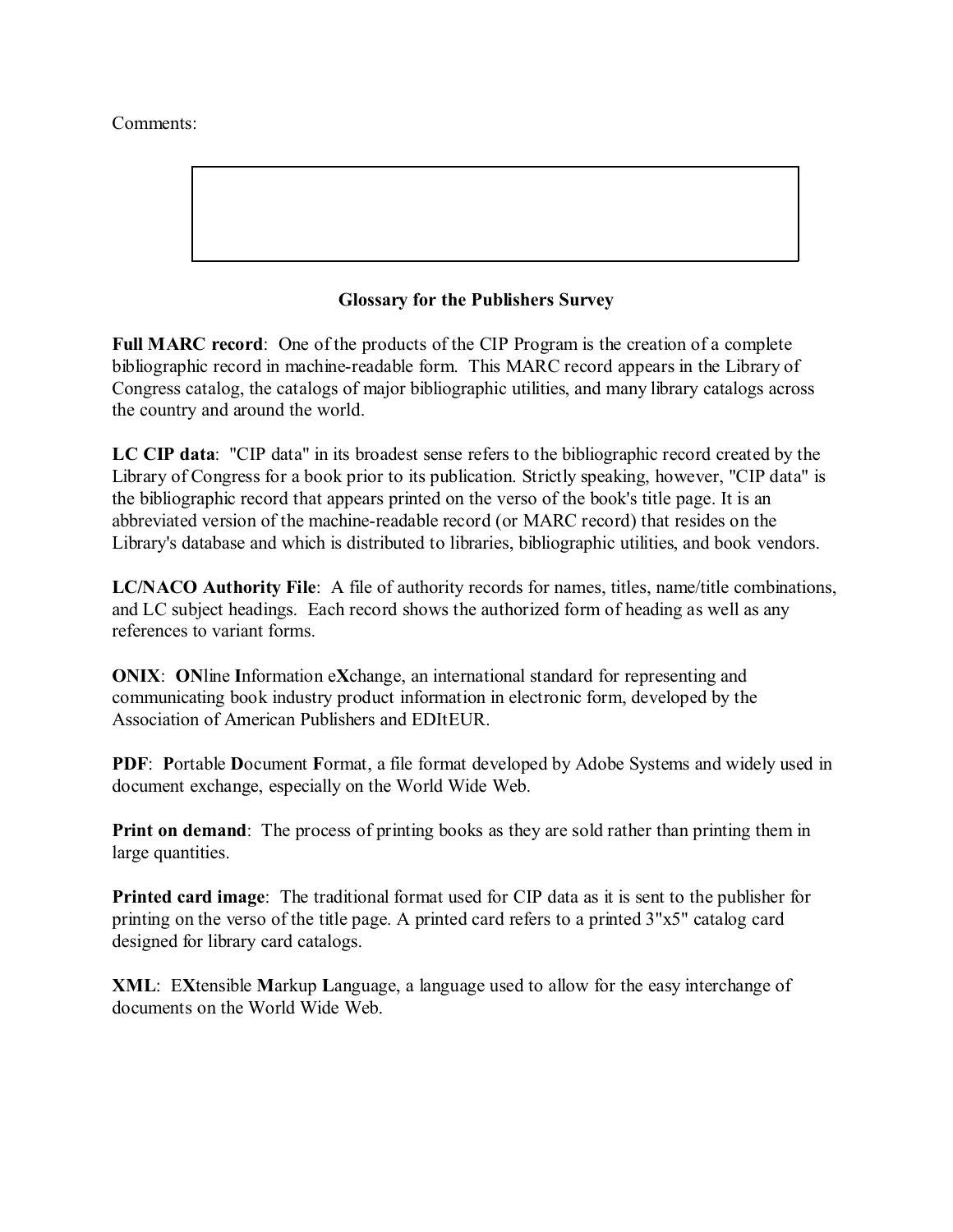Comments:

## Glossary for the Publishers Survey

**Full MARC record**: One of the products of the CIP Program is the creation of a complete bibliographic record in machine-readable form. This MARC record appears in the Library of Congress catalog, the catalogs of major bibliographic utilities, and many library catalogs across the country and around the world.

**LC CIP data**: "CIP data" in its broadest sense refers to the bibliographic record created by the Library of Congress for a book prior to its publication. Strictly speaking, however, "CIP data" is the bibliographic record that appears printed on the verso of the book's title page. It is an abbreviated version of the machine-readable record (or MARC record) that resides on the Library's database and which is distributed to libraries, bibliographic utilities, and book vendors.

**LC/NACO Authority File**: A file of authority records for names, titles, name/title combinations, and LC subject headings. Each record shows the authorized form of heading as well as any references to variant forms.

**ONIX**: **ON**line **I**nformation e**X**change, an international standard for representing and communicating book industry product information in electronic form, developed by the Association of American Publishers and EDItEUR.

**PDF**: **P**ortable **D**ocument **F**ormat, a file format developed by Adobe Systems and widely used in document exchange, especially on the World Wide Web.

**Print on demand**: The process of printing books as they are sold rather than printing them in large quantities.

**Printed card image**: The traditional format used for CIP data as it is sent to the publisher for printing on the verso of the title page. A printed card refers to a printed 3"x5" catalog card designed for library card catalogs.

**XML**: E**X**tensible **M**arkup **L**anguage, a language used to allow for the easy interchange of documents on the World Wide Web.